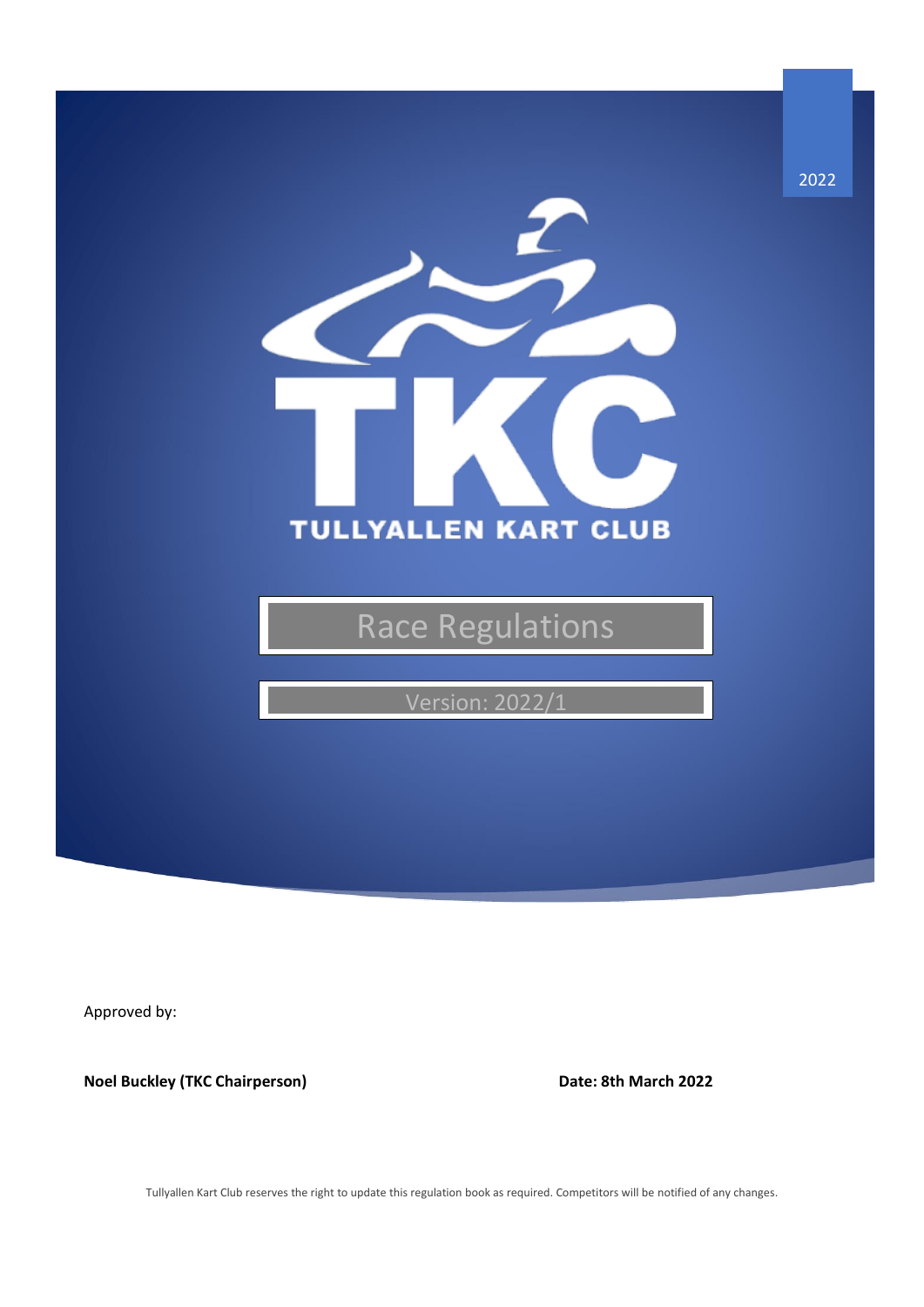2022

TULLYALLEN KART CLUB

# Race Regulations

Version: 2022/1

Approved by:

**Noel Buckley (TKC Chairperson)** **Date: 8th March 2022**

Tullyallen Kart Club reserves the right to update this regulation book as required. Competitors will be notified of any changes.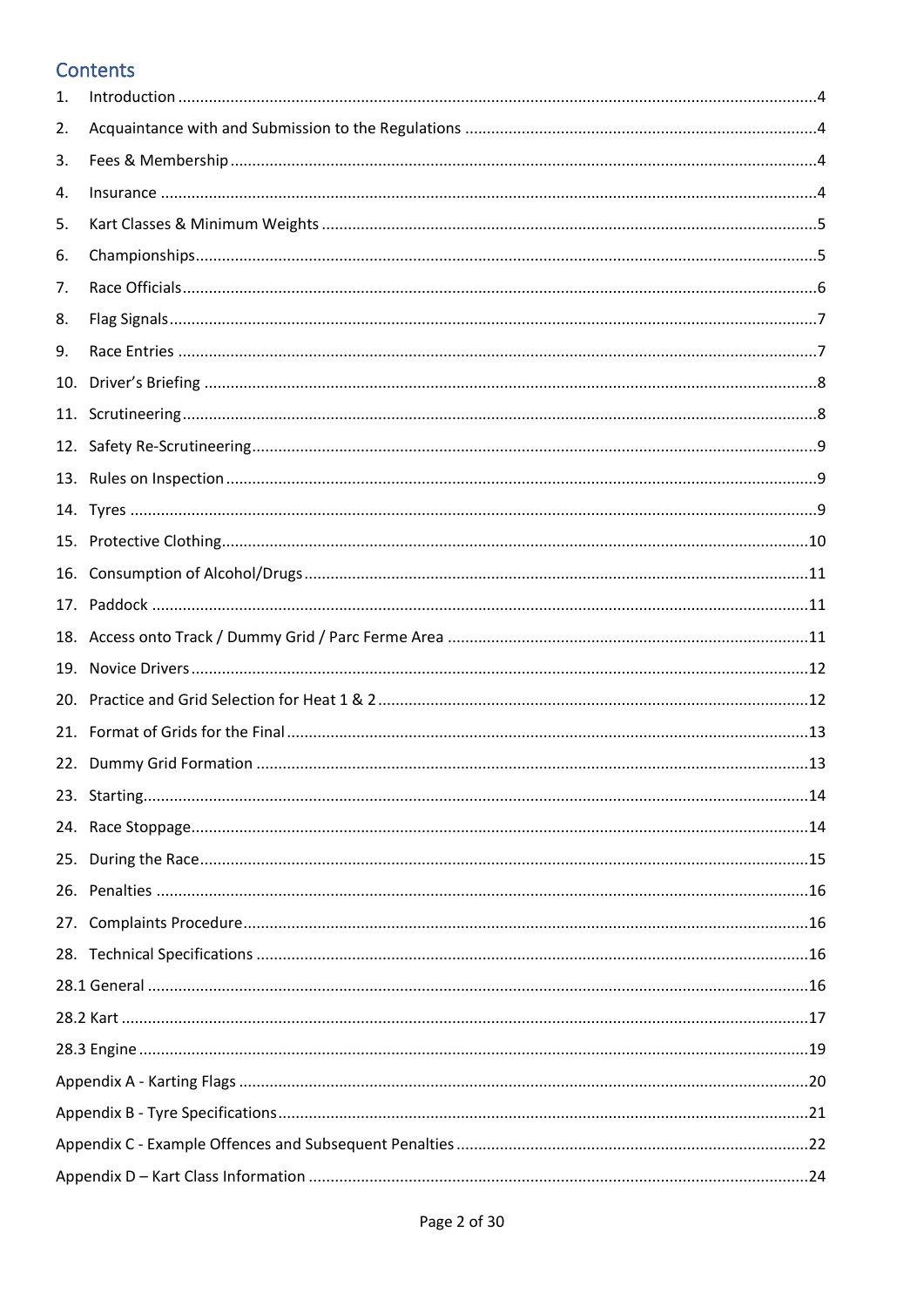## Contents

1. Introduction .....4
2. Acquaintance with and Submission to the Regulations .....4
3. Fees & Membership .....4
4. Insurance .....4
5. Kart Classes & Minimum Weights .....5
6. Championships .....5
7. Race Officials .....6
8. Flag Signals .....7
9. Race Entries .....7
10. Driver's Briefing .....8
11. Scrutineering .....8
12. Safety Re-Scrutineering .....9
13. Rules on Inspection .....9
14. Tyres .....9
15. Protective Clothing .....10
16. Consumption of Alcohol/Drugs .....11
17. Paddock .....11
18. Access onto Track / Dummy Grid / Parc Ferme Area .....11
19. Novice Drivers .....12
20. Practice and Grid Selection for Heat 1 & 2 .....12
21. Format of Grids for the Final .....13
22. Dummy Grid Formation .....13
23. Starting .....14
24. Race Stoppage .....14
25. During the Race .....15
26. Penalties .....16
27. Complaints Procedure .....16
28. Technical Specifications .....16

28.1 General .....16

28.2 Kart .....17

28.3 Engine .....19

Appendix A - Karting Flags .....20

Appendix B - Tyre Specifications .....21

Appendix C - Example Offences and Subsequent Penalties .....22

Appendix D – Kart Class Information .....24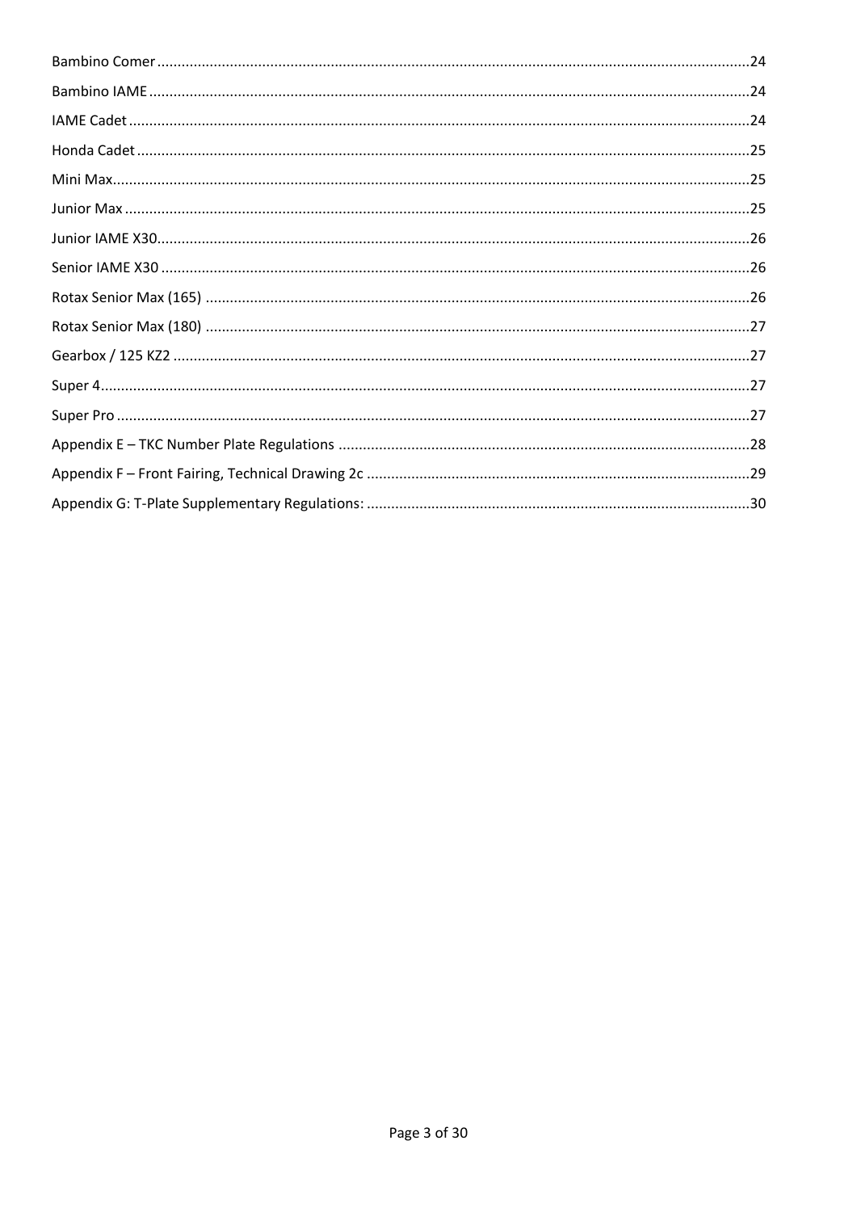Bambino Comer ....................................................................................................................................24

Bambino IAME .....................................................................................................................................24

IAME Cadet ..........................................................................................................................................24

Honda Cadet ........................................................................................................................................25

Mini Max..............................................................................................................................................25

Junior Max ...........................................................................................................................................25

Junior IAME X30...................................................................................................................................26

Senior IAME X30 ..................................................................................................................................26

Rotax Senior Max (165) .......................................................................................................................26

Rotax Senior Max (180) .......................................................................................................................27

Gearbox / 125 KZ2 ...............................................................................................................................27

Super 4.................................................................................................................................................27

Super Pro .............................................................................................................................................27

Appendix E – TKC Number Plate Regulations .......................................................................................28

Appendix F – Front Fairing, Technical Drawing 2c ................................................................................29

Appendix G: T-Plate Supplementary Regulations: ................................................................................30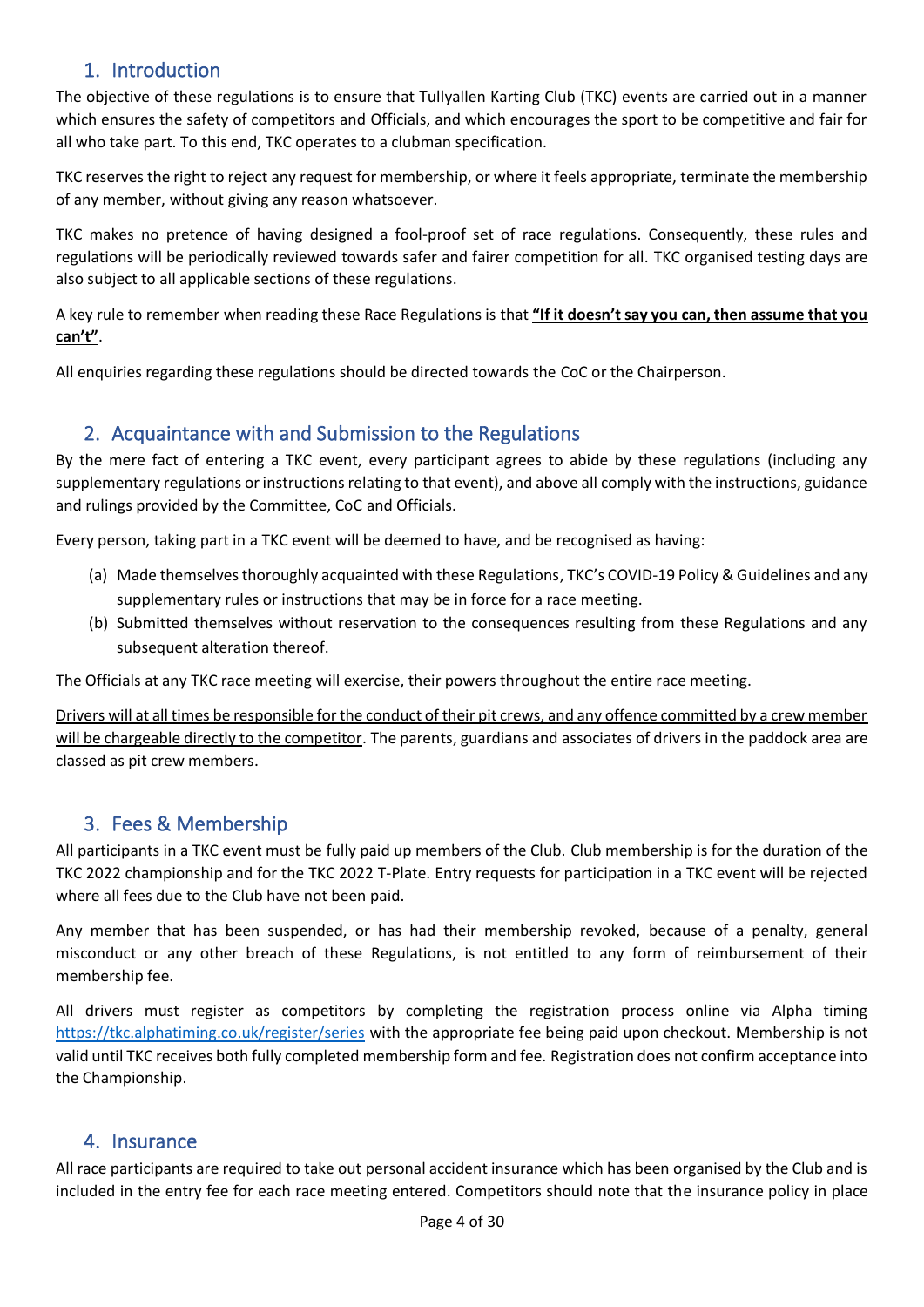## 1. Introduction

The objective of these regulations is to ensure that Tullyallen Karting Club (TKC) events are carried out in a manner which ensures the safety of competitors and Officials, and which encourages the sport to be competitive and fair for all who take part. To this end, TKC operates to a clubman specification.

TKC reserves the right to reject any request for membership, or where it feels appropriate, terminate the membership of any member, without giving any reason whatsoever.

TKC makes no pretence of having designed a fool-proof set of race regulations. Consequently, these rules and regulations will be periodically reviewed towards safer and fairer competition for all. TKC organised testing days are also subject to all applicable sections of these regulations.

A key rule to remember when reading these Race Regulations is that <u>**"If it doesn't say you can, then assume that you can't"**</u>.

All enquiries regarding these regulations should be directed towards the CoC or the Chairperson.

## 2. Acquaintance with and Submission to the Regulations

By the mere fact of entering a TKC event, every participant agrees to abide by these regulations (including any supplementary regulations or instructions relating to that event), and above all comply with the instructions, guidance and rulings provided by the Committee, CoC and Officials.

Every person, taking part in a TKC event will be deemed to have, and be recognised as having:

(a) Made themselves thoroughly acquainted with these Regulations, TKC's COVID-19 Policy & Guidelines and any supplementary rules or instructions that may be in force for a race meeting.

(b) Submitted themselves without reservation to the consequences resulting from these Regulations and any subsequent alteration thereof.

The Officials at any TKC race meeting will exercise, their powers throughout the entire race meeting.

<u>Drivers will at all times be responsible for the conduct of their pit crews, and any offence committed by a crew member will be chargeable directly to the competitor</u>. The parents, guardians and associates of drivers in the paddock area are classed as pit crew members.

## 3. Fees & Membership

All participants in a TKC event must be fully paid up members of the Club. Club membership is for the duration of the TKC 2022 championship and for the TKC 2022 T-Plate. Entry requests for participation in a TKC event will be rejected where all fees due to the Club have not been paid.

Any member that has been suspended, or has had their membership revoked, because of a penalty, general misconduct or any other breach of these Regulations, is not entitled to any form of reimbursement of their membership fee.

All drivers must register as competitors by completing the registration process online via Alpha timing https://tkc.alphatiming.co.uk/register/series with the appropriate fee being paid upon checkout. Membership is not valid until TKC receives both fully completed membership form and fee. Registration does not confirm acceptance into the Championship.

## 4. Insurance

All race participants are required to take out personal accident insurance which has been organised by the Club and is included in the entry fee for each race meeting entered. Competitors should note that the insurance policy in place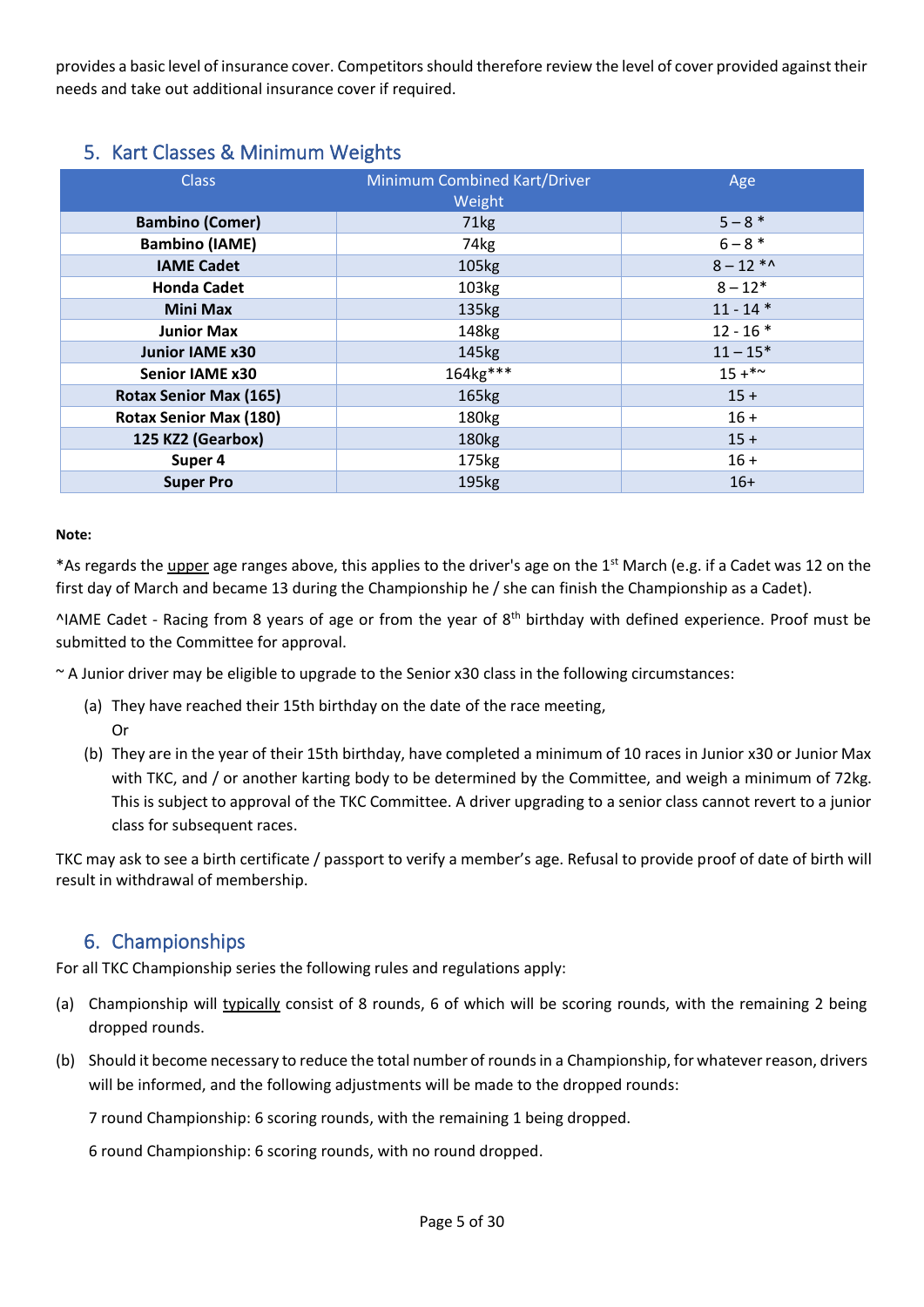provides a basic level of insurance cover. Competitors should therefore review the level of cover provided against their needs and take out additional insurance cover if required.

## 5. Kart Classes & Minimum Weights

| Class | Minimum Combined Kart/Driver Weight | Age |
|---|---|---|
| **Bambino (Comer)** | 71kg | 5 – 8 * |
| **Bambino (IAME)** | 74kg | 6 – 8 * |
| **IAME Cadet** | 105kg | 8 – 12 *^ |
| **Honda Cadet** | 103kg | 8 – 12* |
| **Mini Max** | 135kg | 11 - 14 * |
| **Junior Max** | 148kg | 12 - 16 * |
| **Junior IAME x30** | 145kg | 11 – 15* |
| **Senior IAME x30** | 164kg*** | 15 +*~ |
| **Rotax Senior Max (165)** | 165kg | 15 + |
| **Rotax Senior Max (180)** | 180kg | 16 + |
| **125 KZ2 (Gearbox)** | 180kg | 15 + |
| **Super 4** | 175kg | 16 + |
| **Super Pro** | 195kg | 16+ |

**Note:**

*As regards the upper age ranges above, this applies to the driver's age on the 1st March (e.g. if a Cadet was 12 on the first day of March and became 13 during the Championship he / she can finish the Championship as a Cadet).

^IAME Cadet - Racing from 8 years of age or from the year of 8th birthday with defined experience. Proof must be submitted to the Committee for approval.

~ A Junior driver may be eligible to upgrade to the Senior x30 class in the following circumstances:

(a) They have reached their 15th birthday on the date of the race meeting,
    Or

(b) They are in the year of their 15th birthday, have completed a minimum of 10 races in Junior x30 or Junior Max with TKC, and / or another karting body to be determined by the Committee, and weigh a minimum of 72kg. This is subject to approval of the TKC Committee. A driver upgrading to a senior class cannot revert to a junior class for subsequent races.

TKC may ask to see a birth certificate / passport to verify a member's age. Refusal to provide proof of date of birth will result in withdrawal of membership.

## 6. Championships

For all TKC Championship series the following rules and regulations apply:

(a) Championship will typically consist of 8 rounds, 6 of which will be scoring rounds, with the remaining 2 being dropped rounds.

(b) Should it become necessary to reduce the total number of rounds in a Championship, for whatever reason, drivers will be informed, and the following adjustments will be made to the dropped rounds:

    7 round Championship: 6 scoring rounds, with the remaining 1 being dropped.

    6 round Championship: 6 scoring rounds, with no round dropped.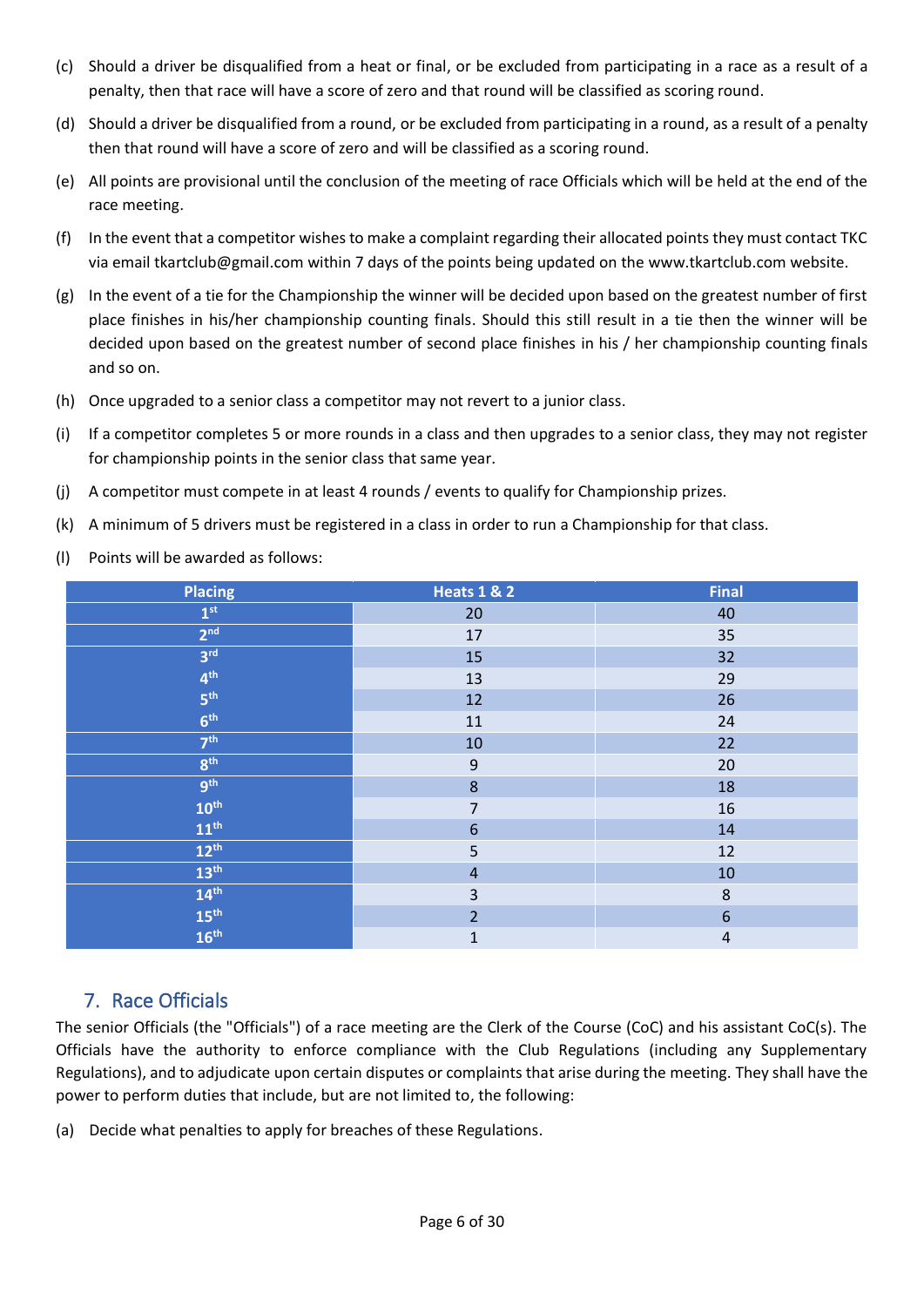(c) Should a driver be disqualified from a heat or final, or be excluded from participating in a race as a result of a penalty, then that race will have a score of zero and that round will be classified as scoring round.

(d) Should a driver be disqualified from a round, or be excluded from participating in a round, as a result of a penalty then that round will have a score of zero and will be classified as a scoring round.

(e) All points are provisional until the conclusion of the meeting of race Officials which will be held at the end of the race meeting.

(f) In the event that a competitor wishes to make a complaint regarding their allocated points they must contact TKC via email tkartclub@gmail.com within 7 days of the points being updated on the www.tkartclub.com website.

(g) In the event of a tie for the Championship the winner will be decided upon based on the greatest number of first place finishes in his/her championship counting finals. Should this still result in a tie then the winner will be decided upon based on the greatest number of second place finishes in his / her championship counting finals and so on.

(h) Once upgraded to a senior class a competitor may not revert to a junior class.

(i) If a competitor completes 5 or more rounds in a class and then upgrades to a senior class, they may not register for championship points in the senior class that same year.

(j) A competitor must compete in at least 4 rounds / events to qualify for Championship prizes.

(k) A minimum of 5 drivers must be registered in a class in order to run a Championship for that class.

(l) Points will be awarded as follows:

| Placing | Heats 1 & 2 | Final |
|---|---|---|
| 1st | 20 | 40 |
| 2nd | 17 | 35 |
| 3rd | 15 | 32 |
| 4th | 13 | 29 |
| 5th | 12 | 26 |
| 6th | 11 | 24 |
| 7th | 10 | 22 |
| 8th | 9 | 20 |
| 9th | 8 | 18 |
| 10th | 7 | 16 |
| 11th | 6 | 14 |
| 12th | 5 | 12 |
| 13th | 4 | 10 |
| 14th | 3 | 8 |
| 15th | 2 | 6 |
| 16th | 1 | 4 |

## 7. Race Officials

The senior Officials (the "Officials") of a race meeting are the Clerk of the Course (CoC) and his assistant CoC(s). The Officials have the authority to enforce compliance with the Club Regulations (including any Supplementary Regulations), and to adjudicate upon certain disputes or complaints that arise during the meeting. They shall have the power to perform duties that include, but are not limited to, the following:

(a) Decide what penalties to apply for breaches of these Regulations.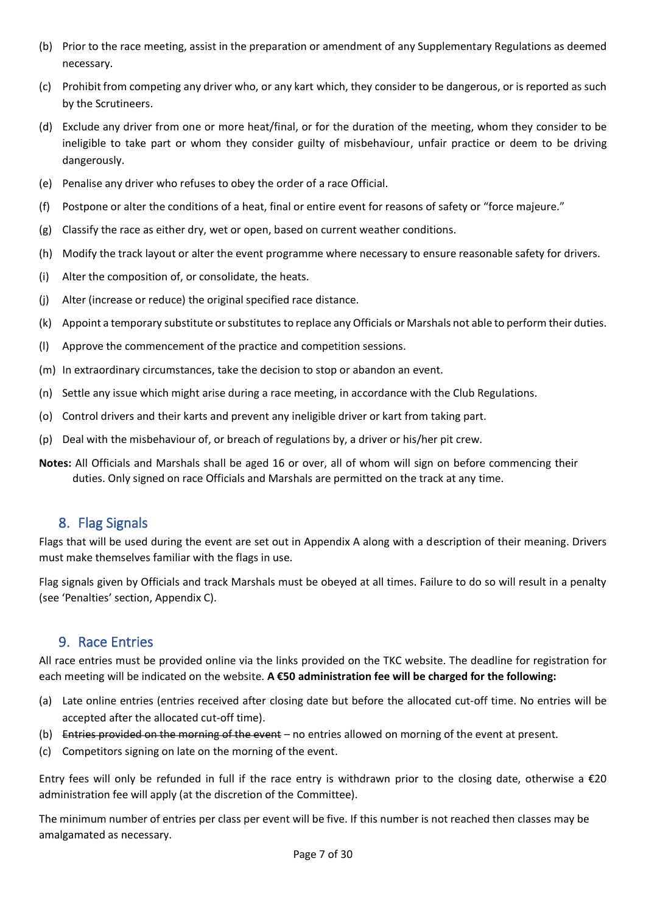(b) Prior to the race meeting, assist in the preparation or amendment of any Supplementary Regulations as deemed necessary.

(c) Prohibit from competing any driver who, or any kart which, they consider to be dangerous, or is reported as such by the Scrutineers.

(d) Exclude any driver from one or more heat/final, or for the duration of the meeting, whom they consider to be ineligible to take part or whom they consider guilty of misbehaviour, unfair practice or deem to be driving dangerously.

(e) Penalise any driver who refuses to obey the order of a race Official.

(f) Postpone or alter the conditions of a heat, final or entire event for reasons of safety or “force majeure.”

(g) Classify the race as either dry, wet or open, based on current weather conditions.

(h) Modify the track layout or alter the event programme where necessary to ensure reasonable safety for drivers.

(i) Alter the composition of, or consolidate, the heats.

(j) Alter (increase or reduce) the original specified race distance.

(k) Appoint a temporary substitute or substitutes to replace any Officials or Marshals not able to perform their duties.

(l) Approve the commencement of the practice and competition sessions.

(m) In extraordinary circumstances, take the decision to stop or abandon an event.

(n) Settle any issue which might arise during a race meeting, in accordance with the Club Regulations.

(o) Control drivers and their karts and prevent any ineligible driver or kart from taking part.

(p) Deal with the misbehaviour of, or breach of regulations by, a driver or his/her pit crew.

**Notes:** All Officials and Marshals shall be aged 16 or over, all of whom will sign on before commencing their duties. Only signed on race Officials and Marshals are permitted on the track at any time.

## 8. Flag Signals

Flags that will be used during the event are set out in Appendix A along with a description of their meaning. Drivers must make themselves familiar with the flags in use.

Flag signals given by Officials and track Marshals must be obeyed at all times. Failure to do so will result in a penalty (see ‘Penalties’ section, Appendix C).

## 9. Race Entries

All race entries must be provided online via the links provided on the TKC website. The deadline for registration for each meeting will be indicated on the website. **A €50 administration fee will be charged for the following:**

(a) Late online entries (entries received after closing date but before the allocated cut-off time. No entries will be accepted after the allocated cut-off time).

(b) ~~Entries provided on the morning of the event~~ – no entries allowed on morning of the event at present.

(c) Competitors signing on late on the morning of the event.

Entry fees will only be refunded in full if the race entry is withdrawn prior to the closing date, otherwise a €20 administration fee will apply (at the discretion of the Committee).

The minimum number of entries per class per event will be five. If this number is not reached then classes may be amalgamated as necessary.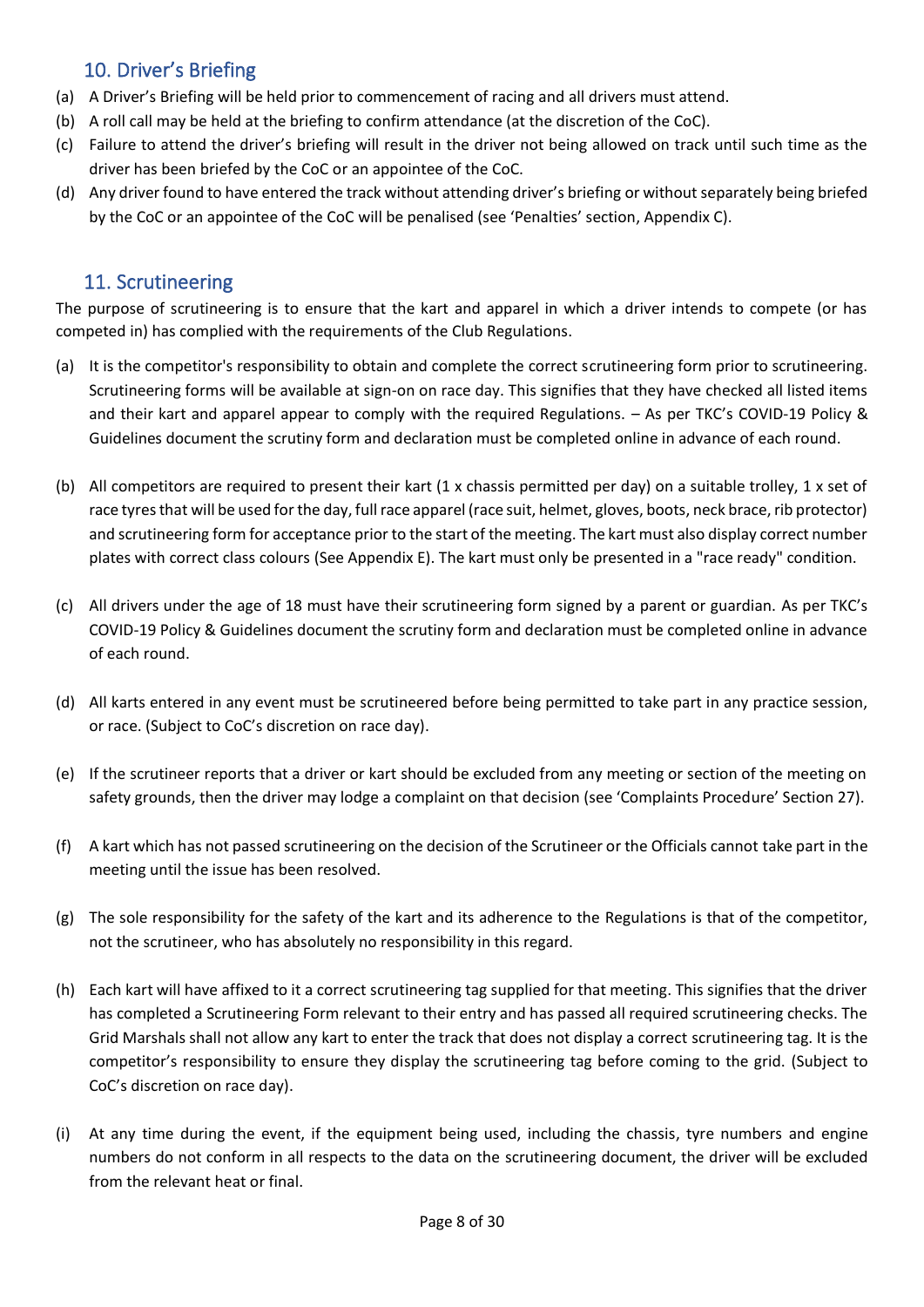## 10. Driver's Briefing

(a) A Driver's Briefing will be held prior to commencement of racing and all drivers must attend.

(b) A roll call may be held at the briefing to confirm attendance (at the discretion of the CoC).

(c) Failure to attend the driver's briefing will result in the driver not being allowed on track until such time as the driver has been briefed by the CoC or an appointee of the CoC.

(d) Any driver found to have entered the track without attending driver's briefing or without separately being briefed by the CoC or an appointee of the CoC will be penalised (see 'Penalties' section, Appendix C).

## 11. Scrutineering

The purpose of scrutineering is to ensure that the kart and apparel in which a driver intends to compete (or has competed in) has complied with the requirements of the Club Regulations.

(a) It is the competitor's responsibility to obtain and complete the correct scrutineering form prior to scrutineering. Scrutineering forms will be available at sign-on on race day. This signifies that they have checked all listed items and their kart and apparel appear to comply with the required Regulations. – As per TKC's COVID-19 Policy & Guidelines document the scrutiny form and declaration must be completed online in advance of each round.

(b) All competitors are required to present their kart (1 x chassis permitted per day) on a suitable trolley, 1 x set of race tyres that will be used for the day, full race apparel (race suit, helmet, gloves, boots, neck brace, rib protector) and scrutineering form for acceptance prior to the start of the meeting. The kart must also display correct number plates with correct class colours (See Appendix E). The kart must only be presented in a "race ready" condition.

(c) All drivers under the age of 18 must have their scrutineering form signed by a parent or guardian. As per TKC's COVID-19 Policy & Guidelines document the scrutiny form and declaration must be completed online in advance of each round.

(d) All karts entered in any event must be scrutineered before being permitted to take part in any practice session, or race. (Subject to CoC's discretion on race day).

(e) If the scrutineer reports that a driver or kart should be excluded from any meeting or section of the meeting on safety grounds, then the driver may lodge a complaint on that decision (see 'Complaints Procedure' Section 27).

(f) A kart which has not passed scrutineering on the decision of the Scrutineer or the Officials cannot take part in the meeting until the issue has been resolved.

(g) The sole responsibility for the safety of the kart and its adherence to the Regulations is that of the competitor, not the scrutineer, who has absolutely no responsibility in this regard.

(h) Each kart will have affixed to it a correct scrutineering tag supplied for that meeting. This signifies that the driver has completed a Scrutineering Form relevant to their entry and has passed all required scrutineering checks. The Grid Marshals shall not allow any kart to enter the track that does not display a correct scrutineering tag. It is the competitor's responsibility to ensure they display the scrutineering tag before coming to the grid. (Subject to CoC's discretion on race day).

(i) At any time during the event, if the equipment being used, including the chassis, tyre numbers and engine numbers do not conform in all respects to the data on the scrutineering document, the driver will be excluded from the relevant heat or final.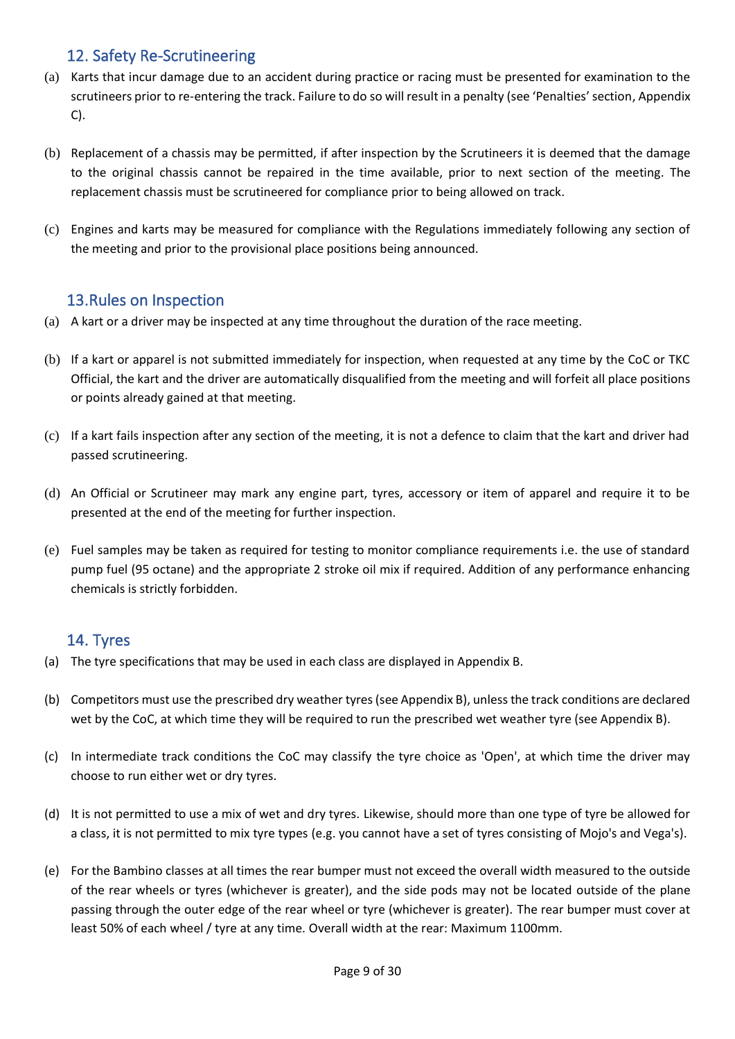## 12. Safety Re-Scrutineering

(a) Karts that incur damage due to an accident during practice or racing must be presented for examination to the scrutineers prior to re-entering the track. Failure to do so will result in a penalty (see 'Penalties' section, Appendix C).

(b) Replacement of a chassis may be permitted, if after inspection by the Scrutineers it is deemed that the damage to the original chassis cannot be repaired in the time available, prior to next section of the meeting. The replacement chassis must be scrutineered for compliance prior to being allowed on track.

(c) Engines and karts may be measured for compliance with the Regulations immediately following any section of the meeting and prior to the provisional place positions being announced.

## 13.Rules on Inspection

(a) A kart or a driver may be inspected at any time throughout the duration of the race meeting.

(b) If a kart or apparel is not submitted immediately for inspection, when requested at any time by the CoC or TKC Official, the kart and the driver are automatically disqualified from the meeting and will forfeit all place positions or points already gained at that meeting.

(c) If a kart fails inspection after any section of the meeting, it is not a defence to claim that the kart and driver had passed scrutineering.

(d) An Official or Scrutineer may mark any engine part, tyres, accessory or item of apparel and require it to be presented at the end of the meeting for further inspection.

(e) Fuel samples may be taken as required for testing to monitor compliance requirements i.e. the use of standard pump fuel (95 octane) and the appropriate 2 stroke oil mix if required. Addition of any performance enhancing chemicals is strictly forbidden.

## 14. Tyres

(a) The tyre specifications that may be used in each class are displayed in Appendix B.

(b) Competitors must use the prescribed dry weather tyres (see Appendix B), unless the track conditions are declared wet by the CoC, at which time they will be required to run the prescribed wet weather tyre (see Appendix B).

(c) In intermediate track conditions the CoC may classify the tyre choice as 'Open', at which time the driver may choose to run either wet or dry tyres.

(d) It is not permitted to use a mix of wet and dry tyres. Likewise, should more than one type of tyre be allowed for a class, it is not permitted to mix tyre types (e.g. you cannot have a set of tyres consisting of Mojo's and Vega's).

(e) For the Bambino classes at all times the rear bumper must not exceed the overall width measured to the outside of the rear wheels or tyres (whichever is greater), and the side pods may not be located outside of the plane passing through the outer edge of the rear wheel or tyre (whichever is greater). The rear bumper must cover at least 50% of each wheel / tyre at any time. Overall width at the rear: Maximum 1100mm.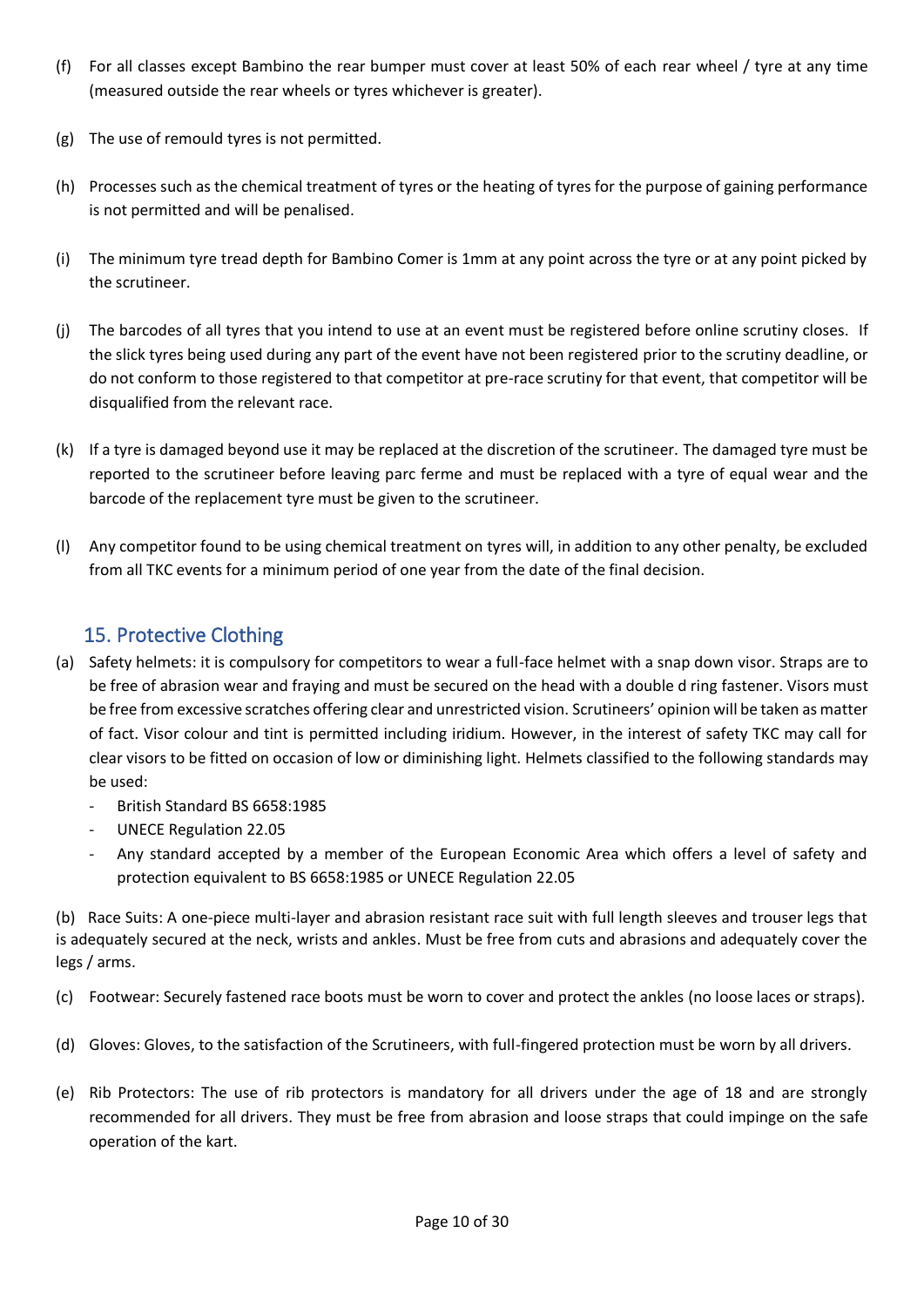(f) For all classes except Bambino the rear bumper must cover at least 50% of each rear wheel / tyre at any time (measured outside the rear wheels or tyres whichever is greater).

(g) The use of remould tyres is not permitted.

(h) Processes such as the chemical treatment of tyres or the heating of tyres for the purpose of gaining performance is not permitted and will be penalised.

(i) The minimum tyre tread depth for Bambino Comer is 1mm at any point across the tyre or at any point picked by the scrutineer.

(j) The barcodes of all tyres that you intend to use at an event must be registered before online scrutiny closes. If the slick tyres being used during any part of the event have not been registered prior to the scrutiny deadline, or do not conform to those registered to that competitor at pre-race scrutiny for that event, that competitor will be disqualified from the relevant race.

(k) If a tyre is damaged beyond use it may be replaced at the discretion of the scrutineer. The damaged tyre must be reported to the scrutineer before leaving parc ferme and must be replaced with a tyre of equal wear and the barcode of the replacement tyre must be given to the scrutineer.

(l) Any competitor found to be using chemical treatment on tyres will, in addition to any other penalty, be excluded from all TKC events for a minimum period of one year from the date of the final decision.

## 15. Protective Clothing

(a) Safety helmets: it is compulsory for competitors to wear a full-face helmet with a snap down visor. Straps are to be free of abrasion wear and fraying and must be secured on the head with a double d ring fastener. Visors must be free from excessive scratches offering clear and unrestricted vision. Scrutineers' opinion will be taken as matter of fact. Visor colour and tint is permitted including iridium. However, in the interest of safety TKC may call for clear visors to be fitted on occasion of low or diminishing light. Helmets classified to the following standards may be used:

- British Standard BS 6658:1985
- UNECE Regulation 22.05
- Any standard accepted by a member of the European Economic Area which offers a level of safety and protection equivalent to BS 6658:1985 or UNECE Regulation 22.05

(b) Race Suits: A one-piece multi-layer and abrasion resistant race suit with full length sleeves and trouser legs that is adequately secured at the neck, wrists and ankles. Must be free from cuts and abrasions and adequately cover the legs / arms.

(c) Footwear: Securely fastened race boots must be worn to cover and protect the ankles (no loose laces or straps).

(d) Gloves: Gloves, to the satisfaction of the Scrutineers, with full-fingered protection must be worn by all drivers.

(e) Rib Protectors: The use of rib protectors is mandatory for all drivers under the age of 18 and are strongly recommended for all drivers. They must be free from abrasion and loose straps that could impinge on the safe operation of the kart.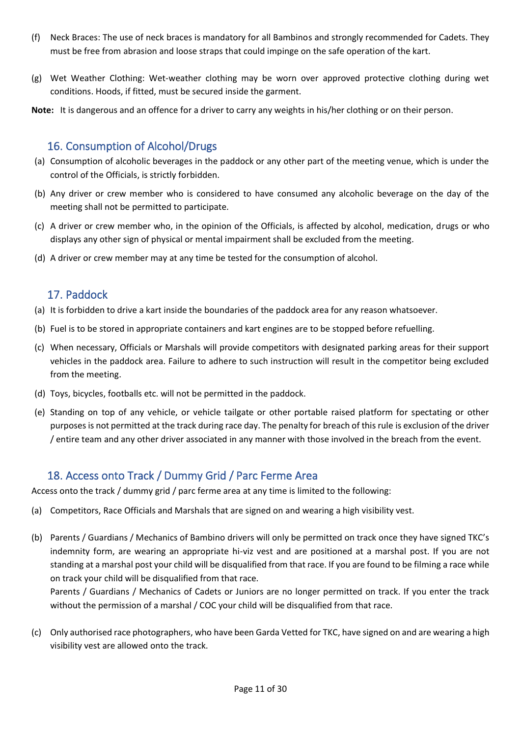(f) Neck Braces: The use of neck braces is mandatory for all Bambinos and strongly recommended for Cadets. They must be free from abrasion and loose straps that could impinge on the safe operation of the kart.

(g) Wet Weather Clothing: Wet-weather clothing may be worn over approved protective clothing during wet conditions. Hoods, if fitted, must be secured inside the garment.

**Note:** It is dangerous and an offence for a driver to carry any weights in his/her clothing or on their person.

## 16. Consumption of Alcohol/Drugs

(a) Consumption of alcoholic beverages in the paddock or any other part of the meeting venue, which is under the control of the Officials, is strictly forbidden.

(b) Any driver or crew member who is considered to have consumed any alcoholic beverage on the day of the meeting shall not be permitted to participate.

(c) A driver or crew member who, in the opinion of the Officials, is affected by alcohol, medication, drugs or who displays any other sign of physical or mental impairment shall be excluded from the meeting.

(d) A driver or crew member may at any time be tested for the consumption of alcohol.

## 17. Paddock

(a) It is forbidden to drive a kart inside the boundaries of the paddock area for any reason whatsoever.

(b) Fuel is to be stored in appropriate containers and kart engines are to be stopped before refuelling.

(c) When necessary, Officials or Marshals will provide competitors with designated parking areas for their support vehicles in the paddock area. Failure to adhere to such instruction will result in the competitor being excluded from the meeting.

(d) Toys, bicycles, footballs etc. will not be permitted in the paddock.

(e) Standing on top of any vehicle, or vehicle tailgate or other portable raised platform for spectating or other purposes is not permitted at the track during race day. The penalty for breach of this rule is exclusion of the driver / entire team and any other driver associated in any manner with those involved in the breach from the event.

## 18. Access onto Track / Dummy Grid / Parc Ferme Area

Access onto the track / dummy grid / parc ferme area at any time is limited to the following:

(a) Competitors, Race Officials and Marshals that are signed on and wearing a high visibility vest.

(b) Parents / Guardians / Mechanics of Bambino drivers will only be permitted on track once they have signed TKC's indemnity form, are wearing an appropriate hi-viz vest and are positioned at a marshal post. If you are not standing at a marshal post your child will be disqualified from that race. If you are found to be filming a race while on track your child will be disqualified from that race.
Parents / Guardians / Mechanics of Cadets or Juniors are no longer permitted on track. If you enter the track without the permission of a marshal / COC your child will be disqualified from that race.

(c) Only authorised race photographers, who have been Garda Vetted for TKC, have signed on and are wearing a high visibility vest are allowed onto the track.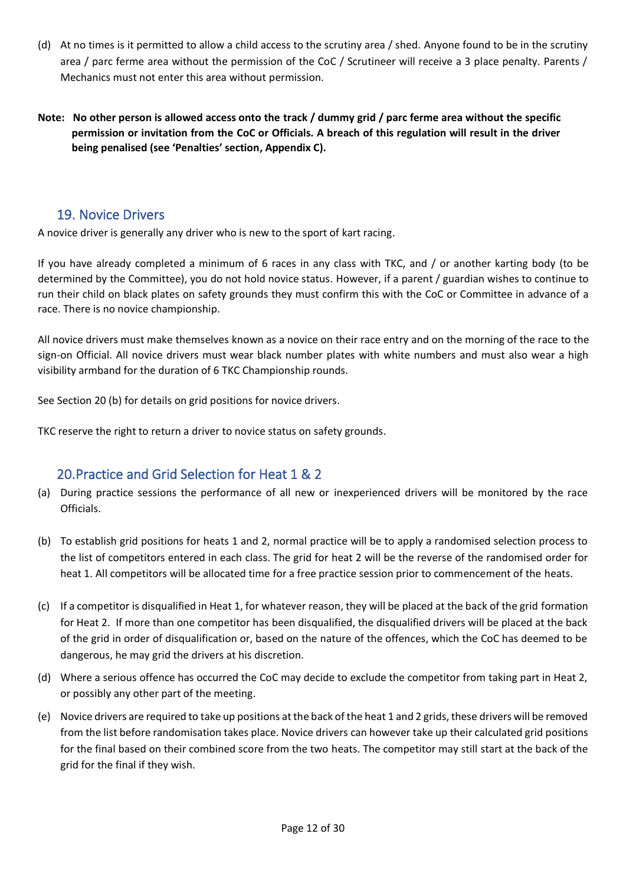(d) At no times is it permitted to allow a child access to the scrutiny area / shed. Anyone found to be in the scrutiny area / parc ferme area without the permission of the CoC / Scrutineer will receive a 3 place penalty. Parents / Mechanics must not enter this area without permission.

**Note: No other person is allowed access onto the track / dummy grid / parc ferme area without the specific permission or invitation from the CoC or Officials. A breach of this regulation will result in the driver being penalised (see 'Penalties' section, Appendix C).**

## 19. Novice Drivers

A novice driver is generally any driver who is new to the sport of kart racing.

If you have already completed a minimum of 6 races in any class with TKC, and / or another karting body (to be determined by the Committee), you do not hold novice status. However, if a parent / guardian wishes to continue to run their child on black plates on safety grounds they must confirm this with the CoC or Committee in advance of a race. There is no novice championship.

All novice drivers must make themselves known as a novice on their race entry and on the morning of the race to the sign-on Official. All novice drivers must wear black number plates with white numbers and must also wear a high visibility armband for the duration of 6 TKC Championship rounds.

See Section 20 (b) for details on grid positions for novice drivers.

TKC reserve the right to return a driver to novice status on safety grounds.

## 20. Practice and Grid Selection for Heat 1 & 2

(a) During practice sessions the performance of all new or inexperienced drivers will be monitored by the race Officials.

(b) To establish grid positions for heats 1 and 2, normal practice will be to apply a randomised selection process to the list of competitors entered in each class. The grid for heat 2 will be the reverse of the randomised order for heat 1. All competitors will be allocated time for a free practice session prior to commencement of the heats.

(c) If a competitor is disqualified in Heat 1, for whatever reason, they will be placed at the back of the grid formation for Heat 2. If more than one competitor has been disqualified, the disqualified drivers will be placed at the back of the grid in order of disqualification or, based on the nature of the offences, which the CoC has deemed to be dangerous, he may grid the drivers at his discretion.

(d) Where a serious offence has occurred the CoC may decide to exclude the competitor from taking part in Heat 2, or possibly any other part of the meeting.

(e) Novice drivers are required to take up positions at the back of the heat 1 and 2 grids, these drivers will be removed from the list before randomisation takes place. Novice drivers can however take up their calculated grid positions for the final based on their combined score from the two heats. The competitor may still start at the back of the grid for the final if they wish.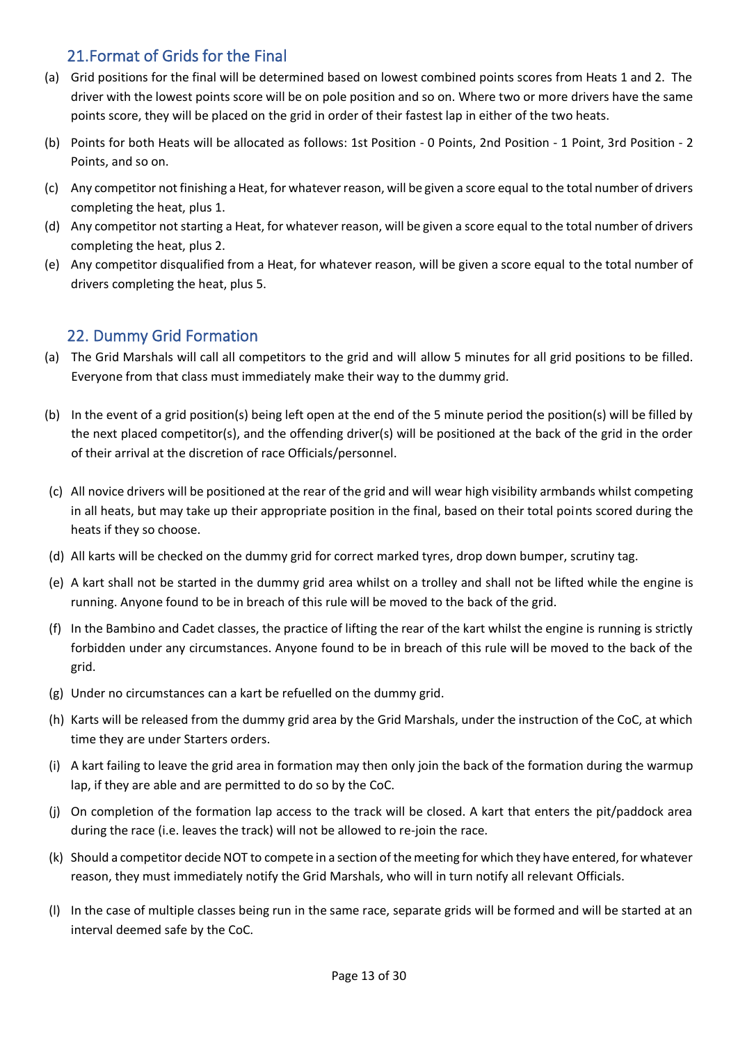## 21.Format of Grids for the Final

(a) Grid positions for the final will be determined based on lowest combined points scores from Heats 1 and 2. The driver with the lowest points score will be on pole position and so on. Where two or more drivers have the same points score, they will be placed on the grid in order of their fastest lap in either of the two heats.

(b) Points for both Heats will be allocated as follows: 1st Position - 0 Points, 2nd Position - 1 Point, 3rd Position - 2 Points, and so on.

(c) Any competitor not finishing a Heat, for whatever reason, will be given a score equal to the total number of drivers completing the heat, plus 1.

(d) Any competitor not starting a Heat, for whatever reason, will be given a score equal to the total number of drivers completing the heat, plus 2.

(e) Any competitor disqualified from a Heat, for whatever reason, will be given a score equal to the total number of drivers completing the heat, plus 5.

## 22. Dummy Grid Formation

(a) The Grid Marshals will call all competitors to the grid and will allow 5 minutes for all grid positions to be filled. Everyone from that class must immediately make their way to the dummy grid.

(b) In the event of a grid position(s) being left open at the end of the 5 minute period the position(s) will be filled by the next placed competitor(s), and the offending driver(s) will be positioned at the back of the grid in the order of their arrival at the discretion of race Officials/personnel.

(c) All novice drivers will be positioned at the rear of the grid and will wear high visibility armbands whilst competing in all heats, but may take up their appropriate position in the final, based on their total points scored during the heats if they so choose.

(d) All karts will be checked on the dummy grid for correct marked tyres, drop down bumper, scrutiny tag.

(e) A kart shall not be started in the dummy grid area whilst on a trolley and shall not be lifted while the engine is running. Anyone found to be in breach of this rule will be moved to the back of the grid.

(f) In the Bambino and Cadet classes, the practice of lifting the rear of the kart whilst the engine is running is strictly forbidden under any circumstances. Anyone found to be in breach of this rule will be moved to the back of the grid.

(g) Under no circumstances can a kart be refuelled on the dummy grid.

(h) Karts will be released from the dummy grid area by the Grid Marshals, under the instruction of the CoC, at which time they are under Starters orders.

(i) A kart failing to leave the grid area in formation may then only join the back of the formation during the warmup lap, if they are able and are permitted to do so by the CoC.

(j) On completion of the formation lap access to the track will be closed. A kart that enters the pit/paddock area during the race (i.e. leaves the track) will not be allowed to re-join the race.

(k) Should a competitor decide NOT to compete in a section of the meeting for which they have entered, for whatever reason, they must immediately notify the Grid Marshals, who will in turn notify all relevant Officials.

(l) In the case of multiple classes being run in the same race, separate grids will be formed and will be started at an interval deemed safe by the CoC.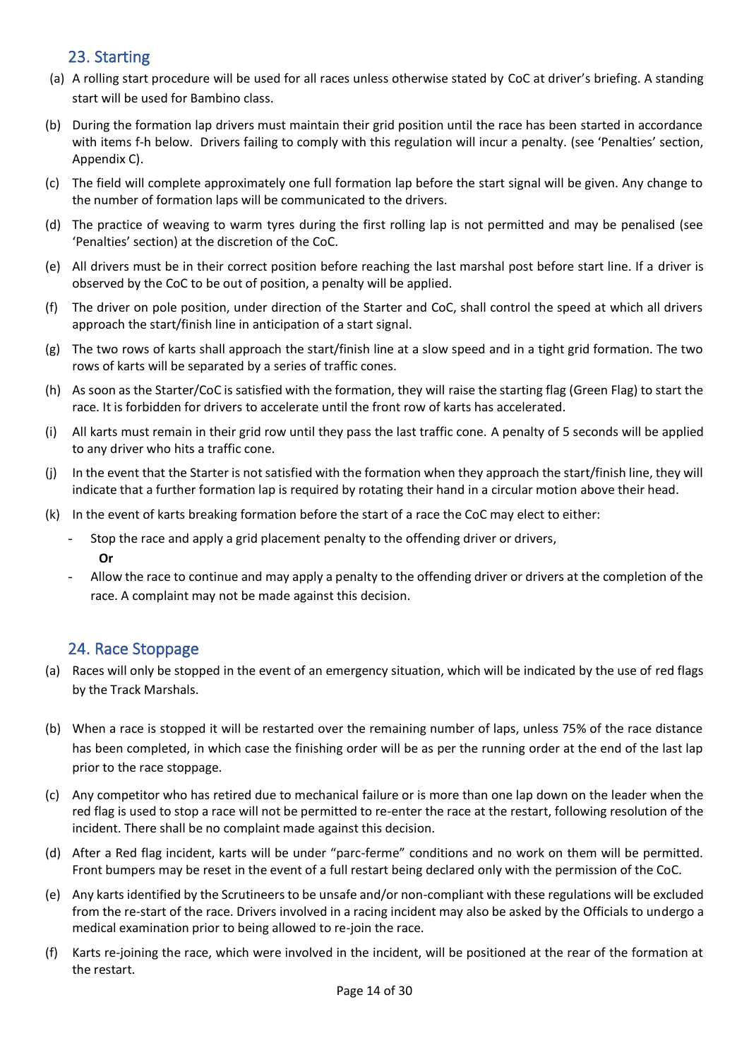## 23. Starting

(a) A rolling start procedure will be used for all races unless otherwise stated by CoC at driver's briefing. A standing start will be used for Bambino class.

(b) During the formation lap drivers must maintain their grid position until the race has been started in accordance with items f-h below. Drivers failing to comply with this regulation will incur a penalty. (see 'Penalties' section, Appendix C).

(c) The field will complete approximately one full formation lap before the start signal will be given. Any change to the number of formation laps will be communicated to the drivers.

(d) The practice of weaving to warm tyres during the first rolling lap is not permitted and may be penalised (see 'Penalties' section) at the discretion of the CoC.

(e) All drivers must be in their correct position before reaching the last marshal post before start line. If a driver is observed by the CoC to be out of position, a penalty will be applied.

(f) The driver on pole position, under direction of the Starter and CoC, shall control the speed at which all drivers approach the start/finish line in anticipation of a start signal.

(g) The two rows of karts shall approach the start/finish line at a slow speed and in a tight grid formation. The two rows of karts will be separated by a series of traffic cones.

(h) As soon as the Starter/CoC is satisfied with the formation, they will raise the starting flag (Green Flag) to start the race. It is forbidden for drivers to accelerate until the front row of karts has accelerated.

(i) All karts must remain in their grid row until they pass the last traffic cone. A penalty of 5 seconds will be applied to any driver who hits a traffic cone.

(j) In the event that the Starter is not satisfied with the formation when they approach the start/finish line, they will indicate that a further formation lap is required by rotating their hand in a circular motion above their head.

(k) In the event of karts breaking formation before the start of a race the CoC may elect to either:

- Stop the race and apply a grid placement penalty to the offending driver or drivers,

  **Or**

- Allow the race to continue and may apply a penalty to the offending driver or drivers at the completion of the race. A complaint may not be made against this decision.

## 24. Race Stoppage

(a) Races will only be stopped in the event of an emergency situation, which will be indicated by the use of red flags by the Track Marshals.

(b) When a race is stopped it will be restarted over the remaining number of laps, unless 75% of the race distance has been completed, in which case the finishing order will be as per the running order at the end of the last lap prior to the race stoppage.

(c) Any competitor who has retired due to mechanical failure or is more than one lap down on the leader when the red flag is used to stop a race will not be permitted to re-enter the race at the restart, following resolution of the incident. There shall be no complaint made against this decision.

(d) After a Red flag incident, karts will be under "parc-ferme" conditions and no work on them will be permitted. Front bumpers may be reset in the event of a full restart being declared only with the permission of the CoC.

(e) Any karts identified by the Scrutineers to be unsafe and/or non-compliant with these regulations will be excluded from the re-start of the race. Drivers involved in a racing incident may also be asked by the Officials to undergo a medical examination prior to being allowed to re-join the race.

(f) Karts re-joining the race, which were involved in the incident, will be positioned at the rear of the formation at the restart.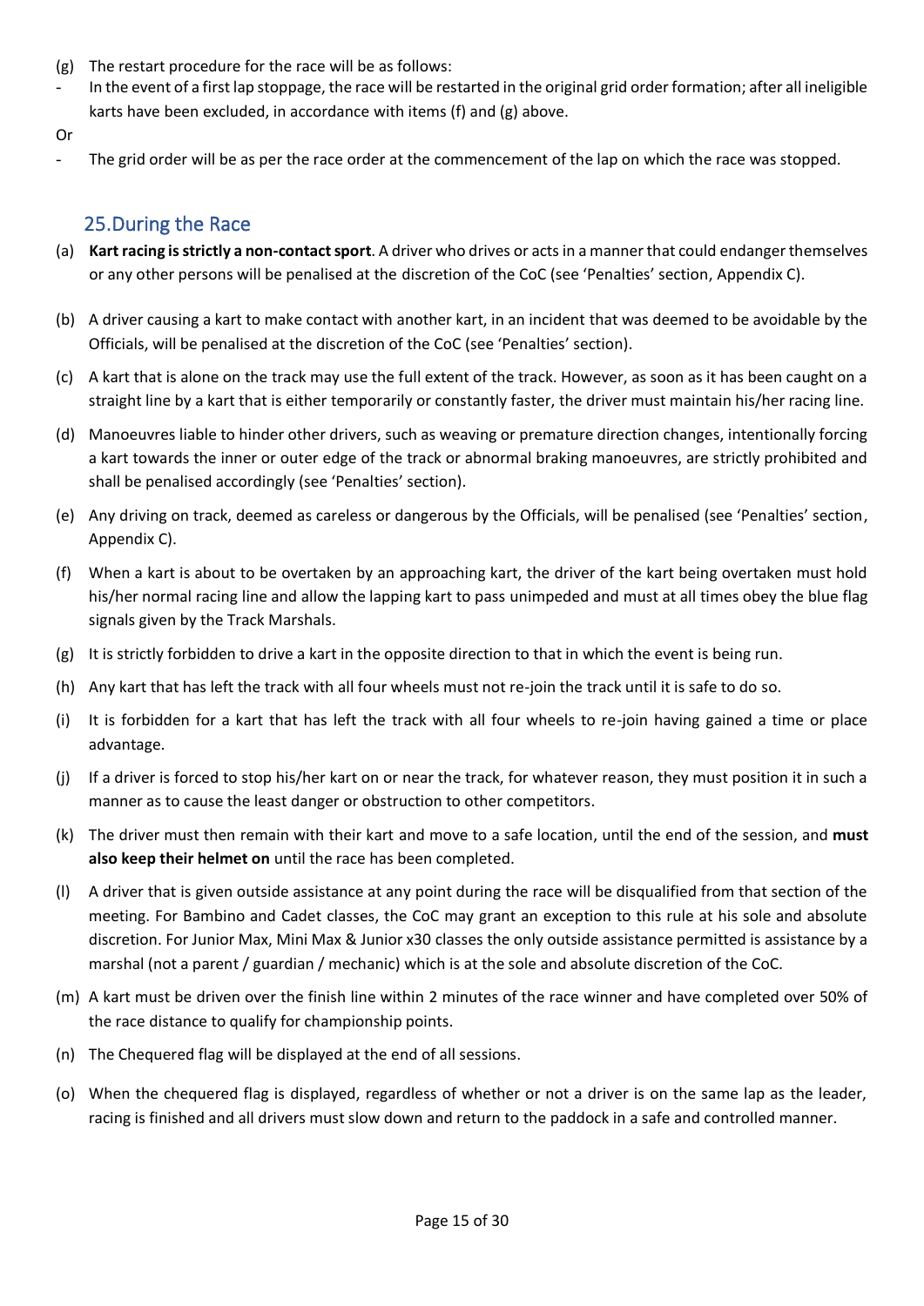(g) The restart procedure for the race will be as follows:

- In the event of a first lap stoppage, the race will be restarted in the original grid order formation; after all ineligible karts have been excluded, in accordance with items (f) and (g) above.

Or

- The grid order will be as per the race order at the commencement of the lap on which the race was stopped.

## 25. During the Race

(a) **Kart racing is strictly a non-contact sport**. A driver who drives or acts in a manner that could endanger themselves or any other persons will be penalised at the discretion of the CoC (see 'Penalties' section, Appendix C).

(b) A driver causing a kart to make contact with another kart, in an incident that was deemed to be avoidable by the Officials, will be penalised at the discretion of the CoC (see 'Penalties' section).

(c) A kart that is alone on the track may use the full extent of the track. However, as soon as it has been caught on a straight line by a kart that is either temporarily or constantly faster, the driver must maintain his/her racing line.

(d) Manoeuvres liable to hinder other drivers, such as weaving or premature direction changes, intentionally forcing a kart towards the inner or outer edge of the track or abnormal braking manoeuvres, are strictly prohibited and shall be penalised accordingly (see 'Penalties' section).

(e) Any driving on track, deemed as careless or dangerous by the Officials, will be penalised (see 'Penalties' section, Appendix C).

(f) When a kart is about to be overtaken by an approaching kart, the driver of the kart being overtaken must hold his/her normal racing line and allow the lapping kart to pass unimpeded and must at all times obey the blue flag signals given by the Track Marshals.

(g) It is strictly forbidden to drive a kart in the opposite direction to that in which the event is being run.

(h) Any kart that has left the track with all four wheels must not re-join the track until it is safe to do so.

(i) It is forbidden for a kart that has left the track with all four wheels to re-join having gained a time or place advantage.

(j) If a driver is forced to stop his/her kart on or near the track, for whatever reason, they must position it in such a manner as to cause the least danger or obstruction to other competitors.

(k) The driver must then remain with their kart and move to a safe location, until the end of the session, and **must also keep their helmet on** until the race has been completed.

(l) A driver that is given outside assistance at any point during the race will be disqualified from that section of the meeting. For Bambino and Cadet classes, the CoC may grant an exception to this rule at his sole and absolute discretion. For Junior Max, Mini Max & Junior x30 classes the only outside assistance permitted is assistance by a marshal (not a parent / guardian / mechanic) which is at the sole and absolute discretion of the CoC.

(m) A kart must be driven over the finish line within 2 minutes of the race winner and have completed over 50% of the race distance to qualify for championship points.

(n) The Chequered flag will be displayed at the end of all sessions.

(o) When the chequered flag is displayed, regardless of whether or not a driver is on the same lap as the leader, racing is finished and all drivers must slow down and return to the paddock in a safe and controlled manner.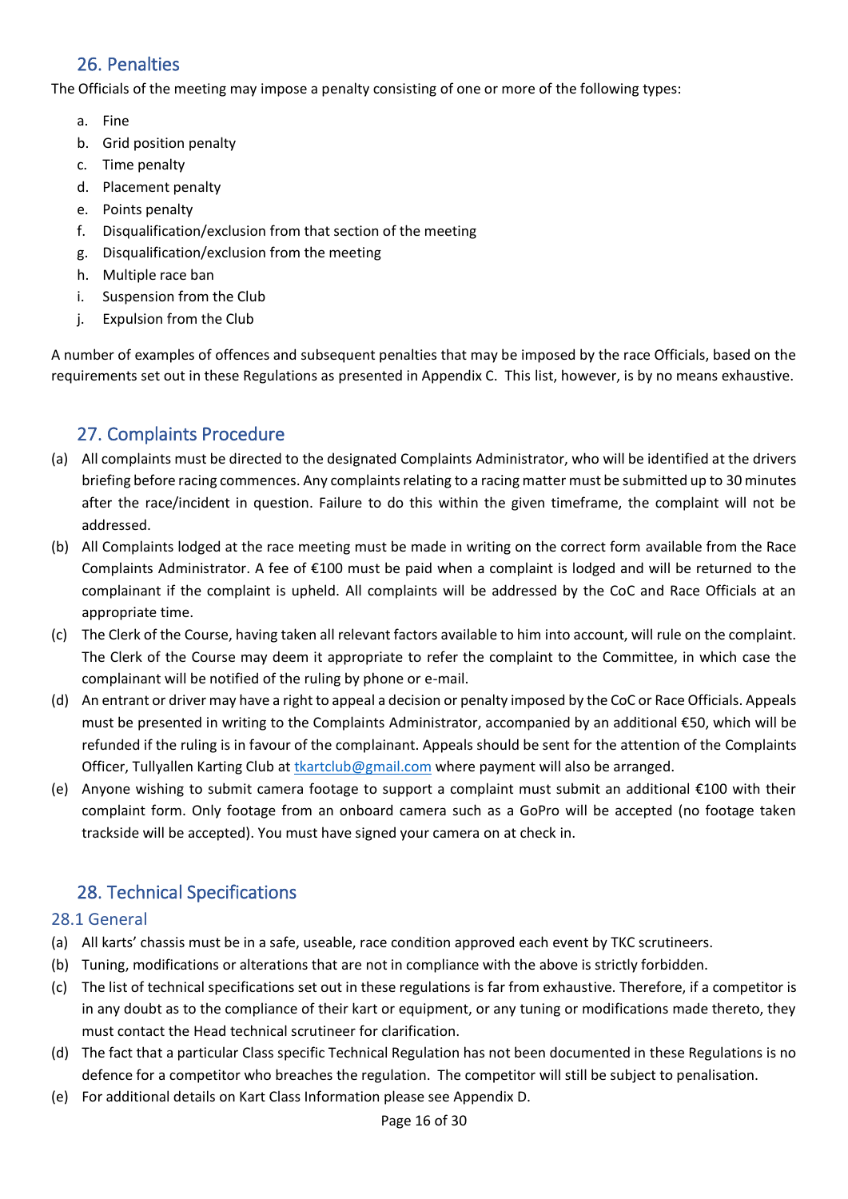## 26. Penalties

The Officials of the meeting may impose a penalty consisting of one or more of the following types:

a. Fine
b. Grid position penalty
c. Time penalty
d. Placement penalty
e. Points penalty
f. Disqualification/exclusion from that section of the meeting
g. Disqualification/exclusion from the meeting
h. Multiple race ban
i. Suspension from the Club
j. Expulsion from the Club

A number of examples of offences and subsequent penalties that may be imposed by the race Officials, based on the requirements set out in these Regulations as presented in Appendix C. This list, however, is by no means exhaustive.

## 27. Complaints Procedure

(a) All complaints must be directed to the designated Complaints Administrator, who will be identified at the drivers briefing before racing commences. Any complaints relating to a racing matter must be submitted up to 30 minutes after the race/incident in question. Failure to do this within the given timeframe, the complaint will not be addressed.

(b) All Complaints lodged at the race meeting must be made in writing on the correct form available from the Race Complaints Administrator. A fee of €100 must be paid when a complaint is lodged and will be returned to the complainant if the complaint is upheld. All complaints will be addressed by the CoC and Race Officials at an appropriate time.

(c) The Clerk of the Course, having taken all relevant factors available to him into account, will rule on the complaint. The Clerk of the Course may deem it appropriate to refer the complaint to the Committee, in which case the complainant will be notified of the ruling by phone or e-mail.

(d) An entrant or driver may have a right to appeal a decision or penalty imposed by the CoC or Race Officials. Appeals must be presented in writing to the Complaints Administrator, accompanied by an additional €50, which will be refunded if the ruling is in favour of the complainant. Appeals should be sent for the attention of the Complaints Officer, Tullyallen Karting Club at tkartclub@gmail.com where payment will also be arranged.

(e) Anyone wishing to submit camera footage to support a complaint must submit an additional €100 with their complaint form. Only footage from an onboard camera such as a GoPro will be accepted (no footage taken trackside will be accepted). You must have signed your camera on at check in.

## 28. Technical Specifications

### 28.1 General

(a) All karts' chassis must be in a safe, useable, race condition approved each event by TKC scrutineers.

(b) Tuning, modifications or alterations that are not in compliance with the above is strictly forbidden.

(c) The list of technical specifications set out in these regulations is far from exhaustive. Therefore, if a competitor is in any doubt as to the compliance of their kart or equipment, or any tuning or modifications made thereto, they must contact the Head technical scrutineer for clarification.

(d) The fact that a particular Class specific Technical Regulation has not been documented in these Regulations is no defence for a competitor who breaches the regulation. The competitor will still be subject to penalisation.

(e) For additional details on Kart Class Information please see Appendix D.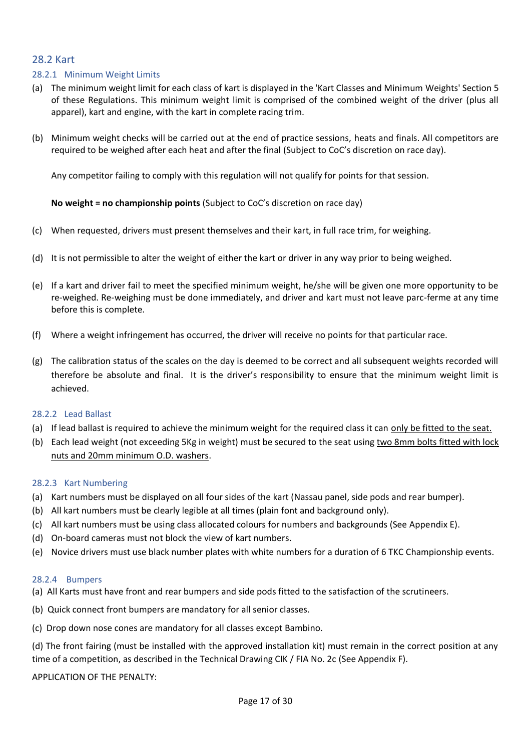## 28.2 Kart

### 28.2.1 Minimum Weight Limits

(a) The minimum weight limit for each class of kart is displayed in the 'Kart Classes and Minimum Weights' Section 5 of these Regulations. This minimum weight limit is comprised of the combined weight of the driver (plus all apparel), kart and engine, with the kart in complete racing trim.

(b) Minimum weight checks will be carried out at the end of practice sessions, heats and finals. All competitors are required to be weighed after each heat and after the final (Subject to CoC's discretion on race day).

Any competitor failing to comply with this regulation will not qualify for points for that session.

**No weight = no championship points** (Subject to CoC's discretion on race day)

(c) When requested, drivers must present themselves and their kart, in full race trim, for weighing.

(d) It is not permissible to alter the weight of either the kart or driver in any way prior to being weighed.

(e) If a kart and driver fail to meet the specified minimum weight, he/she will be given one more opportunity to be re-weighed. Re-weighing must be done immediately, and driver and kart must not leave parc-ferme at any time before this is complete.

(f) Where a weight infringement has occurred, the driver will receive no points for that particular race.

(g) The calibration status of the scales on the day is deemed to be correct and all subsequent weights recorded will therefore be absolute and final. It is the driver's responsibility to ensure that the minimum weight limit is achieved.

### 28.2.2 Lead Ballast

(a) If lead ballast is required to achieve the minimum weight for the required class it can only be fitted to the seat.

(b) Each lead weight (not exceeding 5Kg in weight) must be secured to the seat using two 8mm bolts fitted with lock nuts and 20mm minimum O.D. washers.

### 28.2.3 Kart Numbering

(a) Kart numbers must be displayed on all four sides of the kart (Nassau panel, side pods and rear bumper).

(b) All kart numbers must be clearly legible at all times (plain font and background only).

(c) All kart numbers must be using class allocated colours for numbers and backgrounds (See Appendix E).

(d) On-board cameras must not block the view of kart numbers.

(e) Novice drivers must use black number plates with white numbers for a duration of 6 TKC Championship events.

### 28.2.4 Bumpers

(a) All Karts must have front and rear bumpers and side pods fitted to the satisfaction of the scrutineers.

(b) Quick connect front bumpers are mandatory for all senior classes.

(c) Drop down nose cones are mandatory for all classes except Bambino.

(d) The front fairing (must be installed with the approved installation kit) must remain in the correct position at any time of a competition, as described in the Technical Drawing CIK / FIA No. 2c (See Appendix F).

APPLICATION OF THE PENALTY: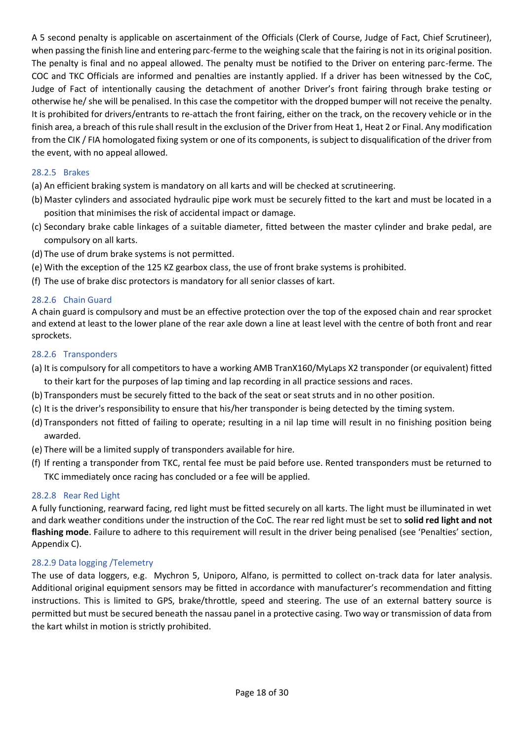A 5 second penalty is applicable on ascertainment of the Officials (Clerk of Course, Judge of Fact, Chief Scrutineer), when passing the finish line and entering parc-ferme to the weighing scale that the fairing is not in its original position. The penalty is final and no appeal allowed. The penalty must be notified to the Driver on entering parc-ferme. The COC and TKC Officials are informed and penalties are instantly applied. If a driver has been witnessed by the CoC, Judge of Fact of intentionally causing the detachment of another Driver's front fairing through brake testing or otherwise he/ she will be penalised. In this case the competitor with the dropped bumper will not receive the penalty. It is prohibited for drivers/entrants to re-attach the front fairing, either on the track, on the recovery vehicle or in the finish area, a breach of this rule shall result in the exclusion of the Driver from Heat 1, Heat 2 or Final. Any modification from the CIK / FIA homologated fixing system or one of its components, is subject to disqualification of the driver from the event, with no appeal allowed.

### 28.2.5 Brakes

(a) An efficient braking system is mandatory on all karts and will be checked at scrutineering.
(b) Master cylinders and associated hydraulic pipe work must be securely fitted to the kart and must be located in a position that minimises the risk of accidental impact or damage.
(c) Secondary brake cable linkages of a suitable diameter, fitted between the master cylinder and brake pedal, are compulsory on all karts.
(d) The use of drum brake systems is not permitted.
(e) With the exception of the 125 KZ gearbox class, the use of front brake systems is prohibited.
(f) The use of brake disc protectors is mandatory for all senior classes of kart.

### 28.2.6 Chain Guard

A chain guard is compulsory and must be an effective protection over the top of the exposed chain and rear sprocket and extend at least to the lower plane of the rear axle down a line at least level with the centre of both front and rear sprockets.

### 28.2.6 Transponders

(a) It is compulsory for all competitors to have a working AMB TranX160/MyLaps X2 transponder (or equivalent) fitted to their kart for the purposes of lap timing and lap recording in all practice sessions and races.
(b) Transponders must be securely fitted to the back of the seat or seat struts and in no other position.
(c) It is the driver's responsibility to ensure that his/her transponder is being detected by the timing system.
(d) Transponders not fitted of failing to operate; resulting in a nil lap time will result in no finishing position being awarded.
(e) There will be a limited supply of transponders available for hire.
(f) If renting a transponder from TKC, rental fee must be paid before use. Rented transponders must be returned to TKC immediately once racing has concluded or a fee will be applied.

### 28.2.8 Rear Red Light

A fully functioning, rearward facing, red light must be fitted securely on all karts. The light must be illuminated in wet and dark weather conditions under the instruction of the CoC. The rear red light must be set to **solid red light and not flashing mode**. Failure to adhere to this requirement will result in the driver being penalised (see 'Penalties' section, Appendix C).

### 28.2.9 Data logging /Telemetry

The use of data loggers, e.g. Mychron 5, Uniporo, Alfano, is permitted to collect on-track data for later analysis. Additional original equipment sensors may be fitted in accordance with manufacturer's recommendation and fitting instructions. This is limited to GPS, brake/throttle, speed and steering. The use of an external battery source is permitted but must be secured beneath the nassau panel in a protective casing. Two way or transmission of data from the kart whilst in motion is strictly prohibited.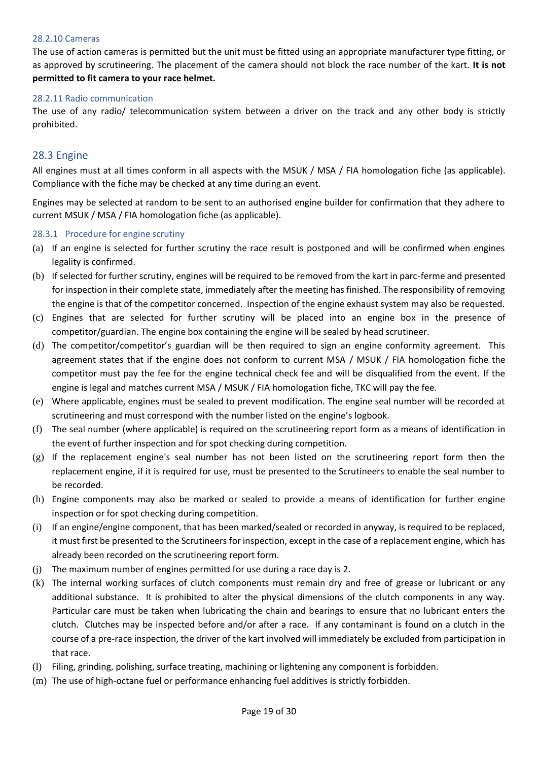#### 28.2.10 Cameras

The use of action cameras is permitted but the unit must be fitted using an appropriate manufacturer type fitting, or as approved by scrutineering. The placement of the camera should not block the race number of the kart. **It is not permitted to fit camera to your race helmet.**

#### 28.2.11 Radio communication

The use of any radio/ telecommunication system between a driver on the track and any other body is strictly prohibited.

## 28.3 Engine

All engines must at all times conform in all aspects with the MSUK / MSA / FIA homologation fiche (as applicable). Compliance with the fiche may be checked at any time during an event.

Engines may be selected at random to be sent to an authorised engine builder for confirmation that they adhere to current MSUK / MSA / FIA homologation fiche (as applicable).

#### 28.3.1 Procedure for engine scrutiny

(a) If an engine is selected for further scrutiny the race result is postponed and will be confirmed when engines legality is confirmed.

(b) If selected for further scrutiny, engines will be required to be removed from the kart in parc-ferme and presented for inspection in their complete state, immediately after the meeting has finished. The responsibility of removing the engine is that of the competitor concerned. Inspection of the engine exhaust system may also be requested.

(c) Engines that are selected for further scrutiny will be placed into an engine box in the presence of competitor/guardian. The engine box containing the engine will be sealed by head scrutineer.

(d) The competitor/competitor's guardian will be then required to sign an engine conformity agreement. This agreement states that if the engine does not conform to current MSA / MSUK / FIA homologation fiche the competitor must pay the fee for the engine technical check fee and will be disqualified from the event. If the engine is legal and matches current MSA / MSUK / FIA homologation fiche, TKC will pay the fee.

(e) Where applicable, engines must be sealed to prevent modification. The engine seal number will be recorded at scrutineering and must correspond with the number listed on the engine's logbook.

(f) The seal number (where applicable) is required on the scrutineering report form as a means of identification in the event of further inspection and for spot checking during competition.

(g) If the replacement engine's seal number has not been listed on the scrutineering report form then the replacement engine, if it is required for use, must be presented to the Scrutineers to enable the seal number to be recorded.

(h) Engine components may also be marked or sealed to provide a means of identification for further engine inspection or for spot checking during competition.

(i) If an engine/engine component, that has been marked/sealed or recorded in anyway, is required to be replaced, it must first be presented to the Scrutineers for inspection, except in the case of a replacement engine, which has already been recorded on the scrutineering report form.

(j) The maximum number of engines permitted for use during a race day is 2.

(k) The internal working surfaces of clutch components must remain dry and free of grease or lubricant or any additional substance. It is prohibited to alter the physical dimensions of the clutch components in any way. Particular care must be taken when lubricating the chain and bearings to ensure that no lubricant enters the clutch. Clutches may be inspected before and/or after a race. If any contaminant is found on a clutch in the course of a pre-race inspection, the driver of the kart involved will immediately be excluded from participation in that race.

(l) Filing, grinding, polishing, surface treating, machining or lightening any component is forbidden.

(m) The use of high-octane fuel or performance enhancing fuel additives is strictly forbidden.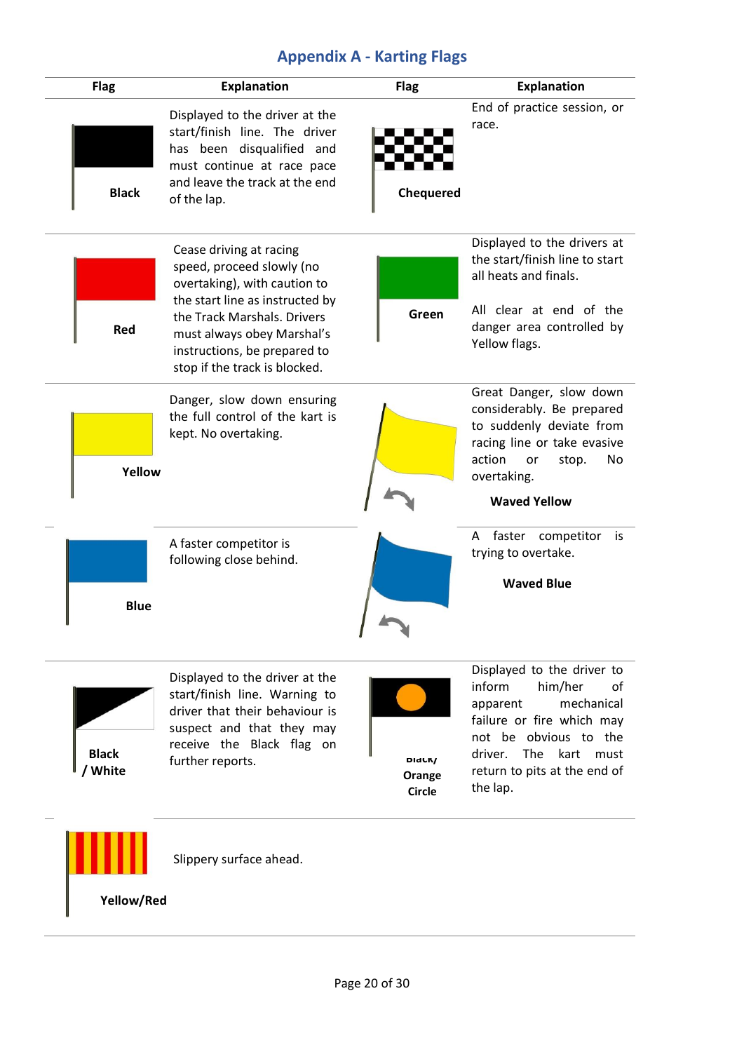## Appendix A - Karting Flags

| Flag | Explanation | Flag | Explanation |
|---|---|---|---|
| Black | Displayed to the driver at the start/finish line. The driver has been disqualified and must continue at race pace and leave the track at the end of the lap. | Chequered | End of practice session, or race. |
| Red | Cease driving at racing speed, proceed slowly (no overtaking), with caution to the start line as instructed by the Track Marshals. Drivers must always obey Marshal's instructions, be prepared to stop if the track is blocked. | Green | Displayed to the drivers at the start/finish line to start all heats and finals. All clear at end of the danger area controlled by Yellow flags. |
| Yellow | Danger, slow down ensuring the full control of the kart is kept. No overtaking. | Waved Yellow | Great Danger, slow down considerably. Be prepared to suddenly deviate from racing line or take evasive action or stop. No overtaking. |
| Blue | A faster competitor is following close behind. | Waved Blue | A faster competitor is trying to overtake. |
| Black / White | Displayed to the driver at the start/finish line. Warning to driver that their behaviour is suspect and that they may receive the Black flag on further reports. | Black/ Orange Circle | Displayed to the driver to inform him/her of apparent mechanical failure or fire which may not be obvious to the driver. The kart must return to pits at the end of the lap. |
| Yellow/Red | Slippery surface ahead. | | |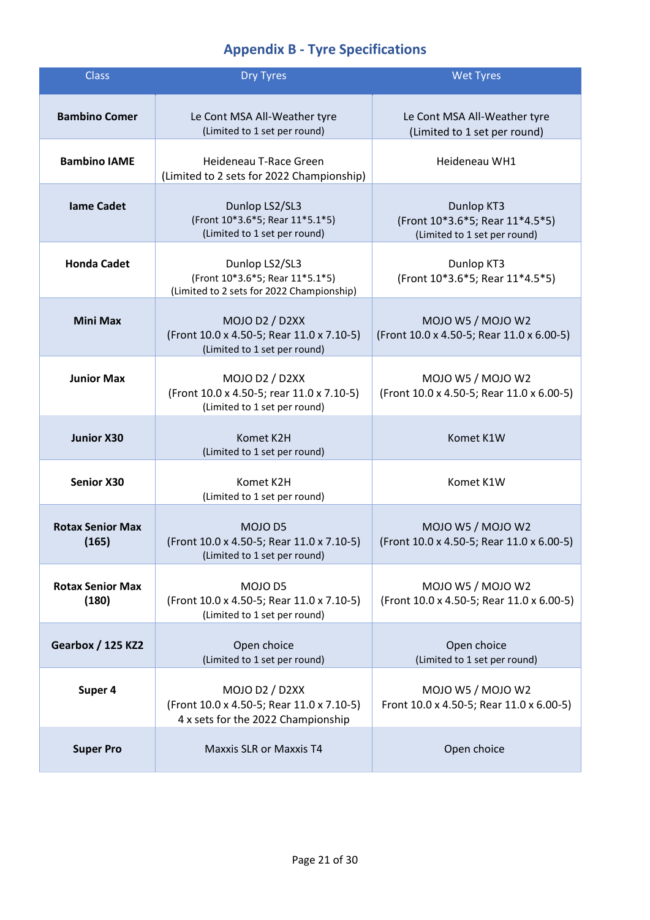## Appendix B - Tyre Specifications

| Class | Dry Tyres | Wet Tyres |
|---|---|---|
| **Bambino Comer** | Le Cont MSA All-Weather tyre (Limited to 1 set per round) | Le Cont MSA All-Weather tyre (Limited to 1 set per round) |
| **Bambino IAME** | Heideneau T-Race Green (Limited to 2 sets for 2022 Championship) | Heideneau WH1 |
| **Iame Cadet** | Dunlop LS2/SL3 (Front 10*3.6*5; Rear 11*5.1*5) (Limited to 1 set per round) | Dunlop KT3 (Front 10*3.6*5; Rear 11*4.5*5) (Limited to 1 set per round) |
| **Honda Cadet** | Dunlop LS2/SL3 (Front 10*3.6*5; Rear 11*5.1*5) (Limited to 2 sets for 2022 Championship) | Dunlop KT3 (Front 10*3.6*5; Rear 11*4.5*5) |
| **Mini Max** | MOJO D2 / D2XX (Front 10.0 x 4.50-5; Rear 11.0 x 7.10-5) (Limited to 1 set per round) | MOJO W5 / MOJO W2 (Front 10.0 x 4.50-5; Rear 11.0 x 6.00-5) |
| **Junior Max** | MOJO D2 / D2XX (Front 10.0 x 4.50-5; rear 11.0 x 7.10-5) (Limited to 1 set per round) | MOJO W5 / MOJO W2 (Front 10.0 x 4.50-5; Rear 11.0 x 6.00-5) |
| **Junior X30** | Komet K2H (Limited to 1 set per round) | Komet K1W |
| **Senior X30** | Komet K2H (Limited to 1 set per round) | Komet K1W |
| **Rotax Senior Max (165)** | MOJO D5 (Front 10.0 x 4.50-5; Rear 11.0 x 7.10-5) (Limited to 1 set per round) | MOJO W5 / MOJO W2 (Front 10.0 x 4.50-5; Rear 11.0 x 6.00-5) |
| **Rotax Senior Max (180)** | MOJO D5 (Front 10.0 x 4.50-5; Rear 11.0 x 7.10-5) (Limited to 1 set per round) | MOJO W5 / MOJO W2 (Front 10.0 x 4.50-5; Rear 11.0 x 6.00-5) |
| **Gearbox / 125 KZ2** | Open choice (Limited to 1 set per round) | Open choice (Limited to 1 set per round) |
| **Super 4** | MOJO D2 / D2XX (Front 10.0 x 4.50-5; Rear 11.0 x 7.10-5) 4 x sets for the 2022 Championship | MOJO W5 / MOJO W2 Front 10.0 x 4.50-5; Rear 11.0 x 6.00-5) |
| **Super Pro** | Maxxis SLR or Maxxis T4 | Open choice |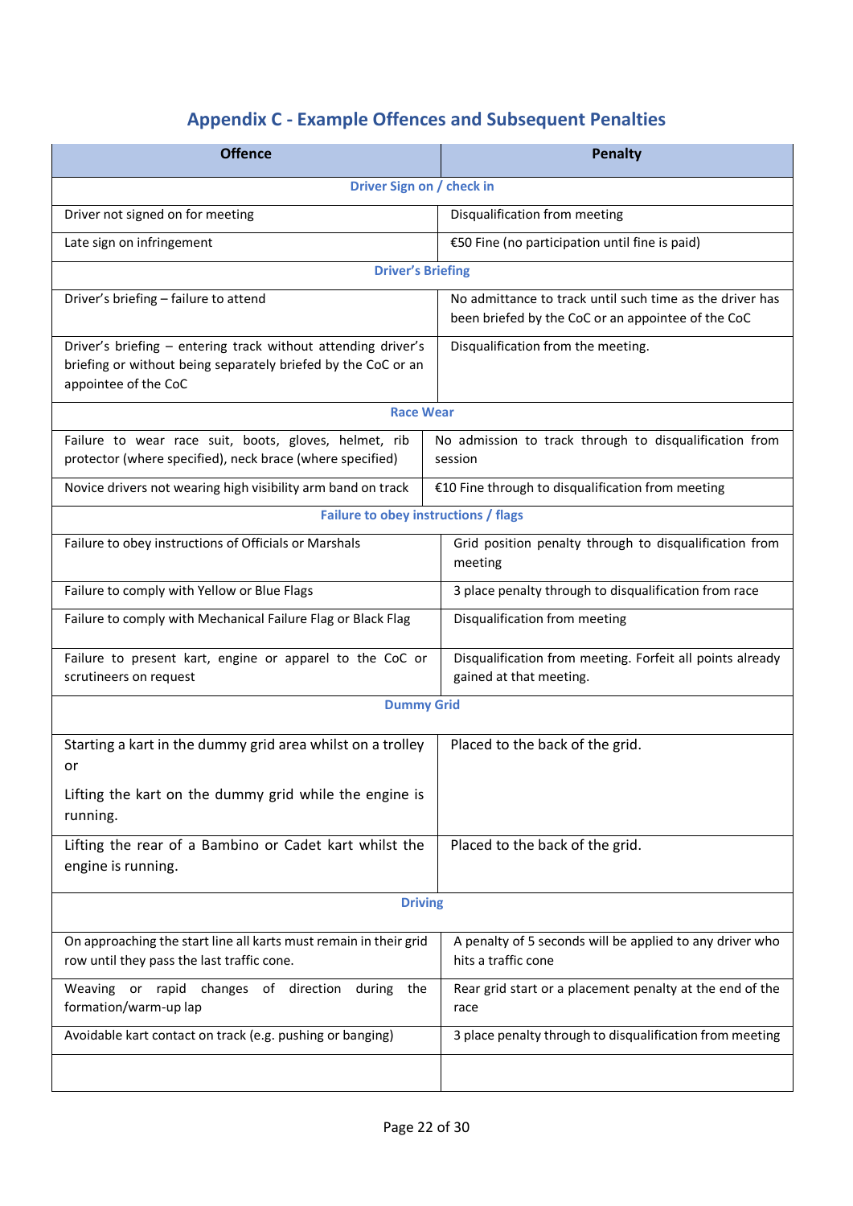## Appendix C - Example Offences and Subsequent Penalties

| Offence | Penalty |
|---|---|
| **Driver Sign on / check in** | |
| Driver not signed on for meeting | Disqualification from meeting |
| Late sign on infringement | €50 Fine (no participation until fine is paid) |
| **Driver's Briefing** | |
| Driver's briefing – failure to attend | No admittance to track until such time as the driver has been briefed by the CoC or an appointee of the CoC |
| Driver's briefing – entering track without attending driver's briefing or without being separately briefed by the CoC or an appointee of the CoC | Disqualification from the meeting. |
| **Race Wear** | |
| Failure to wear race suit, boots, gloves, helmet, rib protector (where specified), neck brace (where specified) | No admission to track through to disqualification from session |
| Novice drivers not wearing high visibility arm band on track | €10 Fine through to disqualification from meeting |
| **Failure to obey instructions / flags** | |
| Failure to obey instructions of Officials or Marshals | Grid position penalty through to disqualification from meeting |
| Failure to comply with Yellow or Blue Flags | 3 place penalty through to disqualification from race |
| Failure to comply with Mechanical Failure Flag or Black Flag | Disqualification from meeting |
| Failure to present kart, engine or apparel to the CoC or scrutineers on request | Disqualification from meeting. Forfeit all points already gained at that meeting. |
| **Dummy Grid** | |
| Starting a kart in the dummy grid area whilst on a trolley or<br>Lifting the kart on the dummy grid while the engine is running. | Placed to the back of the grid. |
| Lifting the rear of a Bambino or Cadet kart whilst the engine is running. | Placed to the back of the grid. |
| **Driving** | |
| On approaching the start line all karts must remain in their grid row until they pass the last traffic cone. | A penalty of 5 seconds will be applied to any driver who hits a traffic cone |
| Weaving or rapid changes of direction during the formation/warm-up lap | Rear grid start or a placement penalty at the end of the race |
| Avoidable kart contact on track (e.g. pushing or banging) | 3 place penalty through to disqualification from meeting |
| | |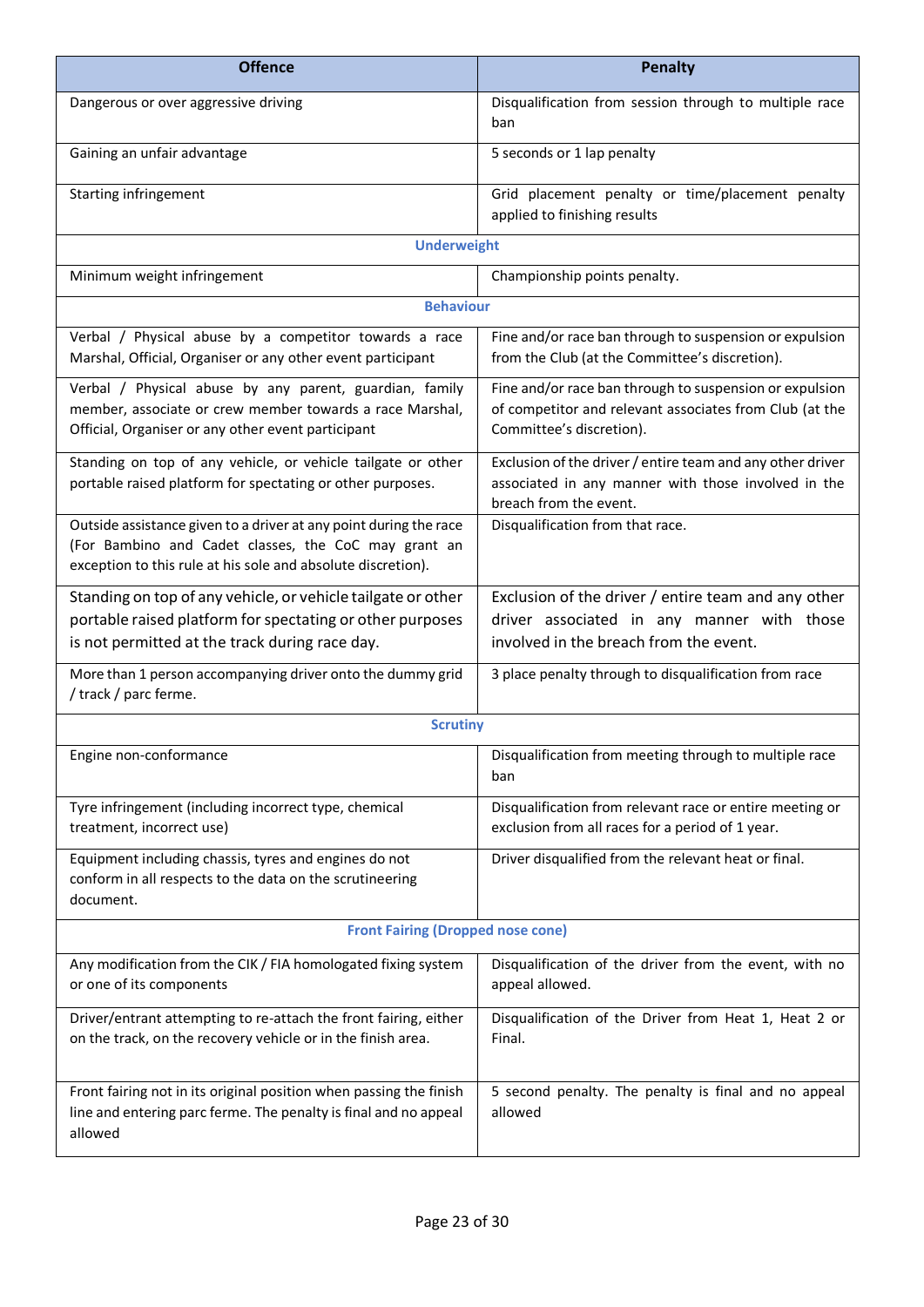| Offence | Penalty |
|---|---|
| Dangerous or over aggressive driving | Disqualification from session through to multiple race ban |
| Gaining an unfair advantage | 5 seconds or 1 lap penalty |
| Starting infringement | Grid placement penalty or time/placement penalty applied to finishing results |
| **Underweight** | |
| Minimum weight infringement | Championship points penalty. |
| **Behaviour** | |
| Verbal / Physical abuse by a competitor towards a race Marshal, Official, Organiser or any other event participant | Fine and/or race ban through to suspension or expulsion from the Club (at the Committee's discretion). |
| Verbal / Physical abuse by any parent, guardian, family member, associate or crew member towards a race Marshal, Official, Organiser or any other event participant | Fine and/or race ban through to suspension or expulsion of competitor and relevant associates from Club (at the Committee's discretion). |
| Standing on top of any vehicle, or vehicle tailgate or other portable raised platform for spectating or other purposes. | Exclusion of the driver / entire team and any other driver associated in any manner with those involved in the breach from the event. |
| Outside assistance given to a driver at any point during the race (For Bambino and Cadet classes, the CoC may grant an exception to this rule at his sole and absolute discretion). | Disqualification from that race. |
| Standing on top of any vehicle, or vehicle tailgate or other portable raised platform for spectating or other purposes is not permitted at the track during race day. | Exclusion of the driver / entire team and any other driver associated in any manner with those involved in the breach from the event. |
| More than 1 person accompanying driver onto the dummy grid / track / parc ferme. | 3 place penalty through to disqualification from race |
| **Scrutiny** | |
| Engine non-conformance | Disqualification from meeting through to multiple race ban |
| Tyre infringement (including incorrect type, chemical treatment, incorrect use) | Disqualification from relevant race or entire meeting or exclusion from all races for a period of 1 year. |
| Equipment including chassis, tyres and engines do not conform in all respects to the data on the scrutineering document. | Driver disqualified from the relevant heat or final. |
| **Front Fairing (Dropped nose cone)** | |
| Any modification from the CIK / FIA homologated fixing system or one of its components | Disqualification of the driver from the event, with no appeal allowed. |
| Driver/entrant attempting to re-attach the front fairing, either on the track, on the recovery vehicle or in the finish area. | Disqualification of the Driver from Heat 1, Heat 2 or Final. |
| Front fairing not in its original position when passing the finish line and entering parc ferme. The penalty is final and no appeal allowed | 5 second penalty. The penalty is final and no appeal allowed |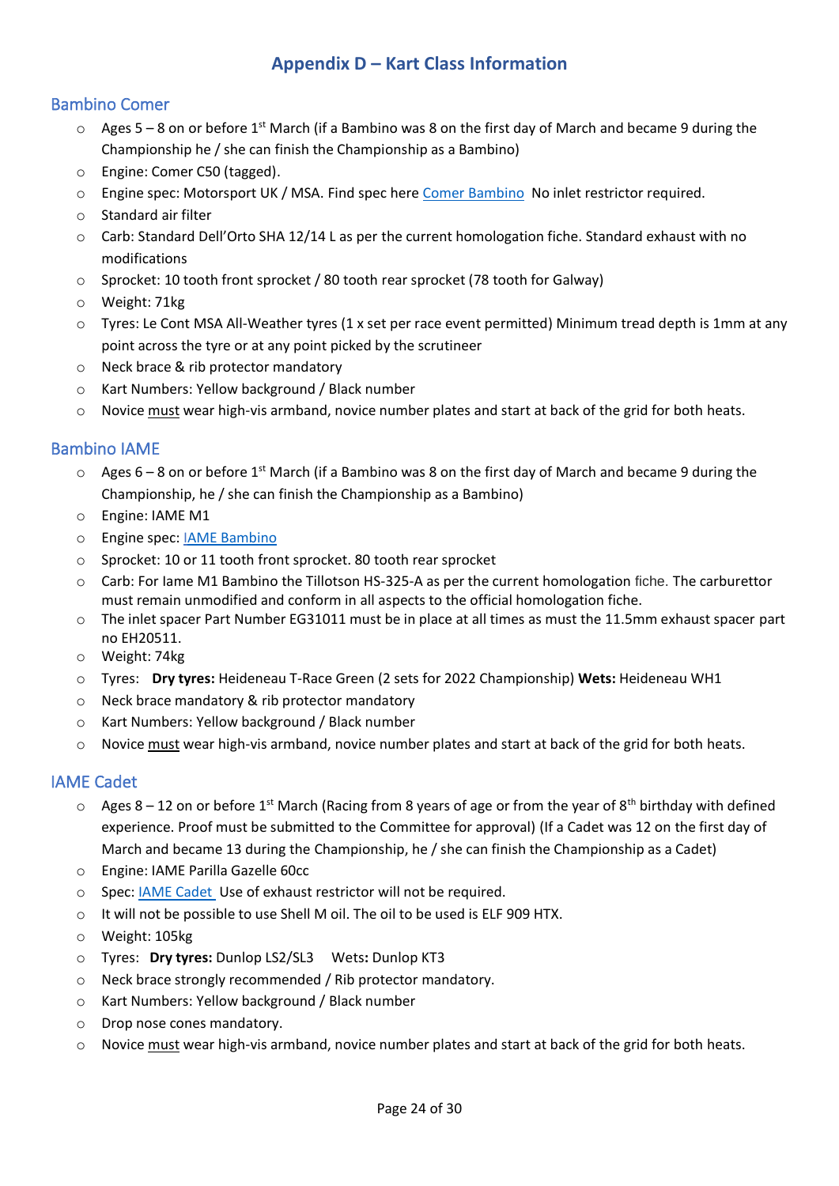# Appendix D – Kart Class Information

## Bambino Comer

- Ages 5 – 8 on or before 1st March (if a Bambino was 8 on the first day of March and became 9 during the Championship he / she can finish the Championship as a Bambino)
- Engine: Comer C50 (tagged).
- Engine spec: Motorsport UK / MSA. Find spec here Comer Bambino No inlet restrictor required.
- Standard air filter
- Carb: Standard Dell'Orto SHA 12/14 L as per the current homologation fiche. Standard exhaust with no modifications
- Sprocket: 10 tooth front sprocket / 80 tooth rear sprocket (78 tooth for Galway)
- Weight: 71kg
- Tyres: Le Cont MSA All-Weather tyres (1 x set per race event permitted) Minimum tread depth is 1mm at any point across the tyre or at any point picked by the scrutineer
- Neck brace & rib protector mandatory
- Kart Numbers: Yellow background / Black number
- Novice must wear high-vis armband, novice number plates and start at back of the grid for both heats.

## Bambino IAME

- Ages 6 – 8 on or before 1st March (if a Bambino was 8 on the first day of March and became 9 during the Championship, he / she can finish the Championship as a Bambino)
- Engine: IAME M1
- Engine spec: IAME Bambino
- Sprocket: 10 or 11 tooth front sprocket. 80 tooth rear sprocket
- Carb: For Iame M1 Bambino the Tillotson HS-325-A as per the current homologation fiche. The carburettor must remain unmodified and conform in all aspects to the official homologation fiche.
- The inlet spacer Part Number EG31011 must be in place at all times as must the 11.5mm exhaust spacer part no EH20511.
- Weight: 74kg
- Tyres: **Dry tyres:** Heideneau T-Race Green (2 sets for 2022 Championship) **Wets:** Heideneau WH1
- Neck brace mandatory & rib protector mandatory
- Kart Numbers: Yellow background / Black number
- Novice must wear high-vis armband, novice number plates and start at back of the grid for both heats.

## IAME Cadet

- Ages 8 – 12 on or before 1st March (Racing from 8 years of age or from the year of 8th birthday with defined experience. Proof must be submitted to the Committee for approval) (If a Cadet was 12 on the first day of March and became 13 during the Championship, he / she can finish the Championship as a Cadet)
- Engine: IAME Parilla Gazelle 60cc
- Spec: IAME Cadet Use of exhaust restrictor will not be required.
- It will not be possible to use Shell M oil. The oil to be used is ELF 909 HTX.
- Weight: 105kg
- Tyres: **Dry tyres:** Dunlop LS2/SL3 Wets**:** Dunlop KT3
- Neck brace strongly recommended / Rib protector mandatory.
- Kart Numbers: Yellow background / Black number
- Drop nose cones mandatory.
- Novice must wear high-vis armband, novice number plates and start at back of the grid for both heats.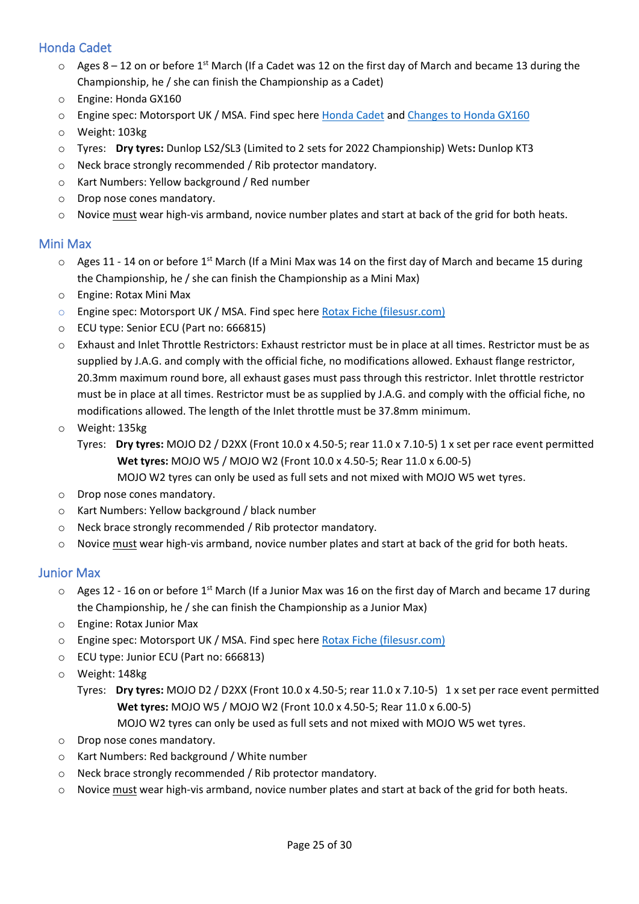## Honda Cadet

- Ages 8 – 12 on or before 1st March (If a Cadet was 12 on the first day of March and became 13 during the Championship, he / she can finish the Championship as a Cadet)
- Engine: Honda GX160
- Engine spec: Motorsport UK / MSA. Find spec here [Honda Cadet]() and [Changes to Honda GX160]()
- Weight: 103kg
- Tyres: **Dry tyres:** Dunlop LS2/SL3 (Limited to 2 sets for 2022 Championship) Wets**:** Dunlop KT3
- Neck brace strongly recommended / Rib protector mandatory.
- Kart Numbers: Yellow background / Red number
- Drop nose cones mandatory.
- Novice <u>must</u> wear high-vis armband, novice number plates and start at back of the grid for both heats.

## Mini Max

- Ages 11 - 14 on or before 1st March (If a Mini Max was 14 on the first day of March and became 15 during the Championship, he / she can finish the Championship as a Mini Max)
- Engine: Rotax Mini Max
- Engine spec: Motorsport UK / MSA. Find spec here [Rotax Fiche (filesusr.com)]()
- ECU type: Senior ECU (Part no: 666815)
- Exhaust and Inlet Throttle Restrictors: Exhaust restrictor must be in place at all times. Restrictor must be as supplied by J.A.G. and comply with the official fiche, no modifications allowed. Exhaust flange restrictor, 20.3mm maximum round bore, all exhaust gases must pass through this restrictor. Inlet throttle restrictor must be in place at all times. Restrictor must be as supplied by J.A.G. and comply with the official fiche, no modifications allowed. The length of the Inlet throttle must be 37.8mm minimum.
- Weight: 135kg

  Tyres: **Dry tyres:** MOJO D2 / D2XX (Front 10.0 x 4.50-5; rear 11.0 x 7.10-5) 1 x set per race event permitted
  **Wet tyres:** MOJO W5 / MOJO W2 (Front 10.0 x 4.50-5; Rear 11.0 x 6.00-5)
  MOJO W2 tyres can only be used as full sets and not mixed with MOJO W5 wet tyres.
- Drop nose cones mandatory.
- Kart Numbers: Yellow background / black number
- Neck brace strongly recommended / Rib protector mandatory.
- Novice <u>must</u> wear high-vis armband, novice number plates and start at back of the grid for both heats.

## Junior Max

- Ages 12 - 16 on or before 1st March (If a Junior Max was 16 on the first day of March and became 17 during the Championship, he / she can finish the Championship as a Junior Max)
- Engine: Rotax Junior Max
- Engine spec: Motorsport UK / MSA. Find spec here [Rotax Fiche (filesusr.com)]()
- ECU type: Junior ECU (Part no: 666813)
- Weight: 148kg

  Tyres: **Dry tyres:** MOJO D2 / D2XX (Front 10.0 x 4.50-5; rear 11.0 x 7.10-5) 1 x set per race event permitted
  **Wet tyres:** MOJO W5 / MOJO W2 (Front 10.0 x 4.50-5; Rear 11.0 x 6.00-5)
  MOJO W2 tyres can only be used as full sets and not mixed with MOJO W5 wet tyres.
- Drop nose cones mandatory.
- Kart Numbers: Red background / White number
- Neck brace strongly recommended / Rib protector mandatory.
- Novice <u>must</u> wear high-vis armband, novice number plates and start at back of the grid for both heats.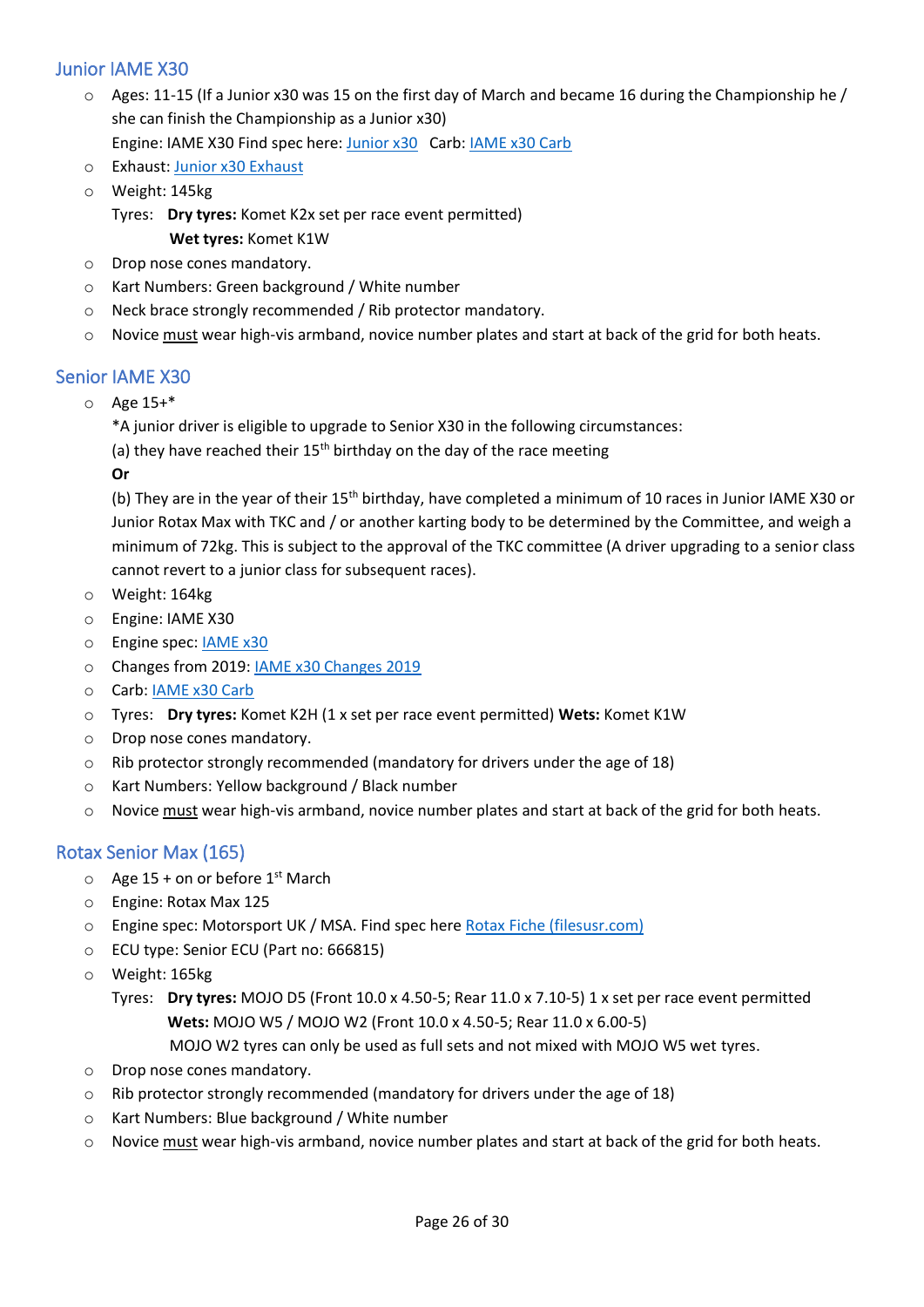## Junior IAME X30

- Ages: 11-15 (If a Junior x30 was 15 on the first day of March and became 16 during the Championship he / she can finish the Championship as a Junior x30)
  Engine: IAME X30 Find spec here: Junior x30 Carb: IAME x30 Carb
- Exhaust: Junior x30 Exhaust
- Weight: 145kg
  Tyres: **Dry tyres:** Komet K2x set per race event permitted)
  **Wet tyres:** Komet K1W
- Drop nose cones mandatory.
- Kart Numbers: Green background / White number
- Neck brace strongly recommended / Rib protector mandatory.
- Novice must wear high-vis armband, novice number plates and start at back of the grid for both heats.

## Senior IAME X30

- Age 15+*
  *A junior driver is eligible to upgrade to Senior X30 in the following circumstances:
  (a) they have reached their 15th birthday on the day of the race meeting
  **Or**
  (b) They are in the year of their 15th birthday, have completed a minimum of 10 races in Junior IAME X30 or Junior Rotax Max with TKC and / or another karting body to be determined by the Committee, and weigh a minimum of 72kg. This is subject to the approval of the TKC committee (A driver upgrading to a senior class cannot revert to a junior class for subsequent races).
- Weight: 164kg
- Engine: IAME X30
- Engine spec: IAME x30
- Changes from 2019: IAME x30 Changes 2019
- Carb: IAME x30 Carb
- Tyres: **Dry tyres:** Komet K2H (1 x set per race event permitted) **Wets:** Komet K1W
- Drop nose cones mandatory.
- Rib protector strongly recommended (mandatory for drivers under the age of 18)
- Kart Numbers: Yellow background / Black number
- Novice must wear high-vis armband, novice number plates and start at back of the grid for both heats.

## Rotax Senior Max (165)

- Age 15 + on or before 1st March
- Engine: Rotax Max 125
- Engine spec: Motorsport UK / MSA. Find spec here Rotax Fiche (filesusr.com)
- ECU type: Senior ECU (Part no: 666815)
- Weight: 165kg
  Tyres: **Dry tyres:** MOJO D5 (Front 10.0 x 4.50-5; Rear 11.0 x 7.10-5) 1 x set per race event permitted
  **Wets:** MOJO W5 / MOJO W2 (Front 10.0 x 4.50-5; Rear 11.0 x 6.00-5)
  MOJO W2 tyres can only be used as full sets and not mixed with MOJO W5 wet tyres.
- Drop nose cones mandatory.
- Rib protector strongly recommended (mandatory for drivers under the age of 18)
- Kart Numbers: Blue background / White number
- Novice must wear high-vis armband, novice number plates and start at back of the grid for both heats.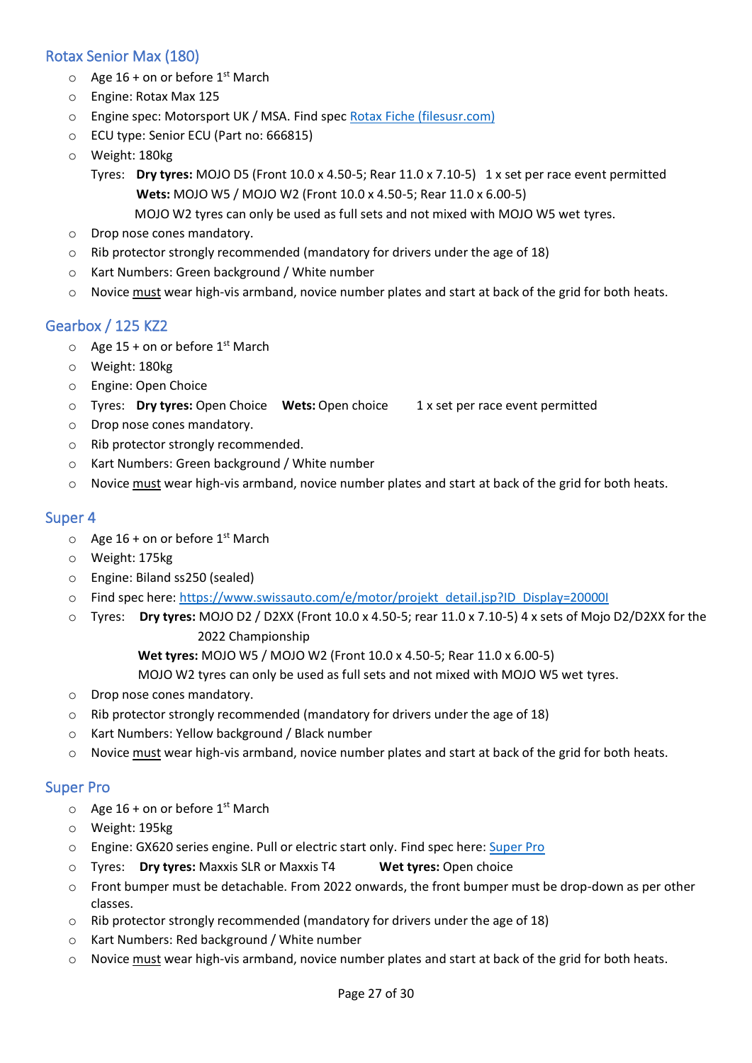## Rotax Senior Max (180)

- Age 16 + on or before 1st March
- Engine: Rotax Max 125
- Engine spec: Motorsport UK / MSA. Find spec [Rotax Fiche (filesusr.com)]
- ECU type: Senior ECU (Part no: 666815)
- Weight: 180kg

  Tyres: **Dry tyres:** MOJO D5 (Front 10.0 x 4.50-5; Rear 11.0 x 7.10-5) 1 x set per race event permitted
  **Wets:** MOJO W5 / MOJO W2 (Front 10.0 x 4.50-5; Rear 11.0 x 6.00-5)
  MOJO W2 tyres can only be used as full sets and not mixed with MOJO W5 wet tyres.
- Drop nose cones mandatory.
- Rib protector strongly recommended (mandatory for drivers under the age of 18)
- Kart Numbers: Green background / White number
- Novice must wear high-vis armband, novice number plates and start at back of the grid for both heats.

## Gearbox / 125 KZ2

- Age 15 + on or before 1st March
- Weight: 180kg
- Engine: Open Choice
- Tyres: **Dry tyres:** Open Choice **Wets:** Open choice 1 x set per race event permitted
- Drop nose cones mandatory.
- Rib protector strongly recommended.
- Kart Numbers: Green background / White number
- Novice must wear high-vis armband, novice number plates and start at back of the grid for both heats.

## Super 4

- Age 16 + on or before 1st March
- Weight: 175kg
- Engine: Biland ss250 (sealed)
- Find spec here: https://www.swissauto.com/e/motor/projekt_detail.jsp?ID_Display=20000I
- Tyres: **Dry tyres:** MOJO D2 / D2XX (Front 10.0 x 4.50-5; rear 11.0 x 7.10-5) 4 x sets of Mojo D2/D2XX for the 2022 Championship
  **Wet tyres:** MOJO W5 / MOJO W2 (Front 10.0 x 4.50-5; Rear 11.0 x 6.00-5)
  MOJO W2 tyres can only be used as full sets and not mixed with MOJO W5 wet tyres.
- Drop nose cones mandatory.
- Rib protector strongly recommended (mandatory for drivers under the age of 18)
- Kart Numbers: Yellow background / Black number
- Novice must wear high-vis armband, novice number plates and start at back of the grid for both heats.

## Super Pro

- Age 16 + on or before 1st March
- Weight: 195kg
- Engine: GX620 series engine. Pull or electric start only. Find spec here: [Super Pro]
- Tyres: **Dry tyres:** Maxxis SLR or Maxxis T4 **Wet tyres:** Open choice
- Front bumper must be detachable. From 2022 onwards, the front bumper must be drop-down as per other classes.
- Rib protector strongly recommended (mandatory for drivers under the age of 18)
- Kart Numbers: Red background / White number
- Novice must wear high-vis armband, novice number plates and start at back of the grid for both heats.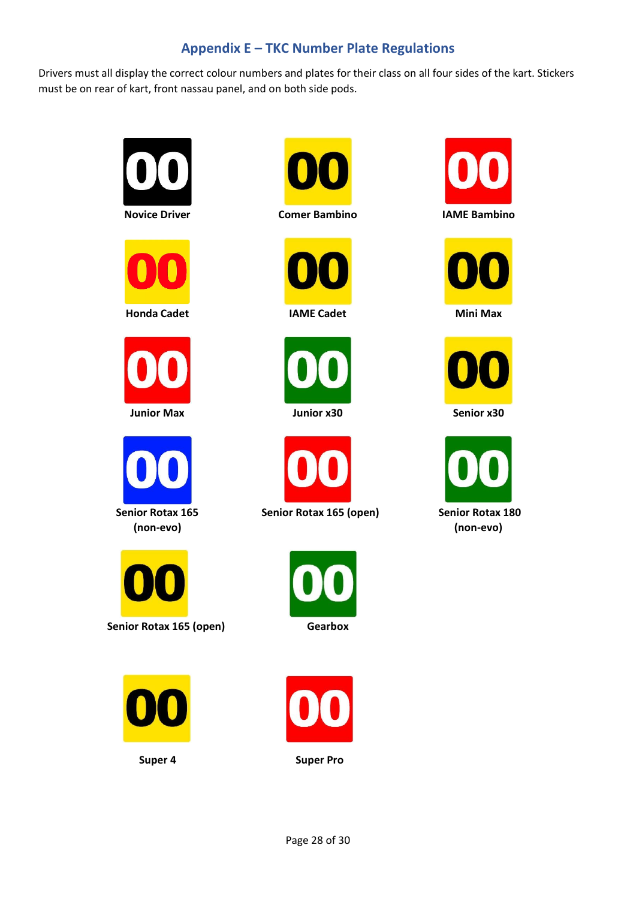## Appendix E – TKC Number Plate Regulations

Drivers must all display the correct colour numbers and plates for their class on all four sides of the kart. Stickers must be on rear of kart, front nassau panel, and on both side pods.

00

**Novice Driver**

00

**Comer Bambino**

00

**IAME Bambino**

00

**Honda Cadet**

00

**IAME Cadet**

00

**Mini Max**

00

**Junior Max**

00

**Junior x30**

00

**Senior x30**

00

**Senior Rotax 165 (non-evo)**

00

**Senior Rotax 165 (open)**

00

**Senior Rotax 180 (non-evo)**

00

**Senior Rotax 165 (open)**

00

**Gearbox**

00

**Super 4**

00

**Super Pro**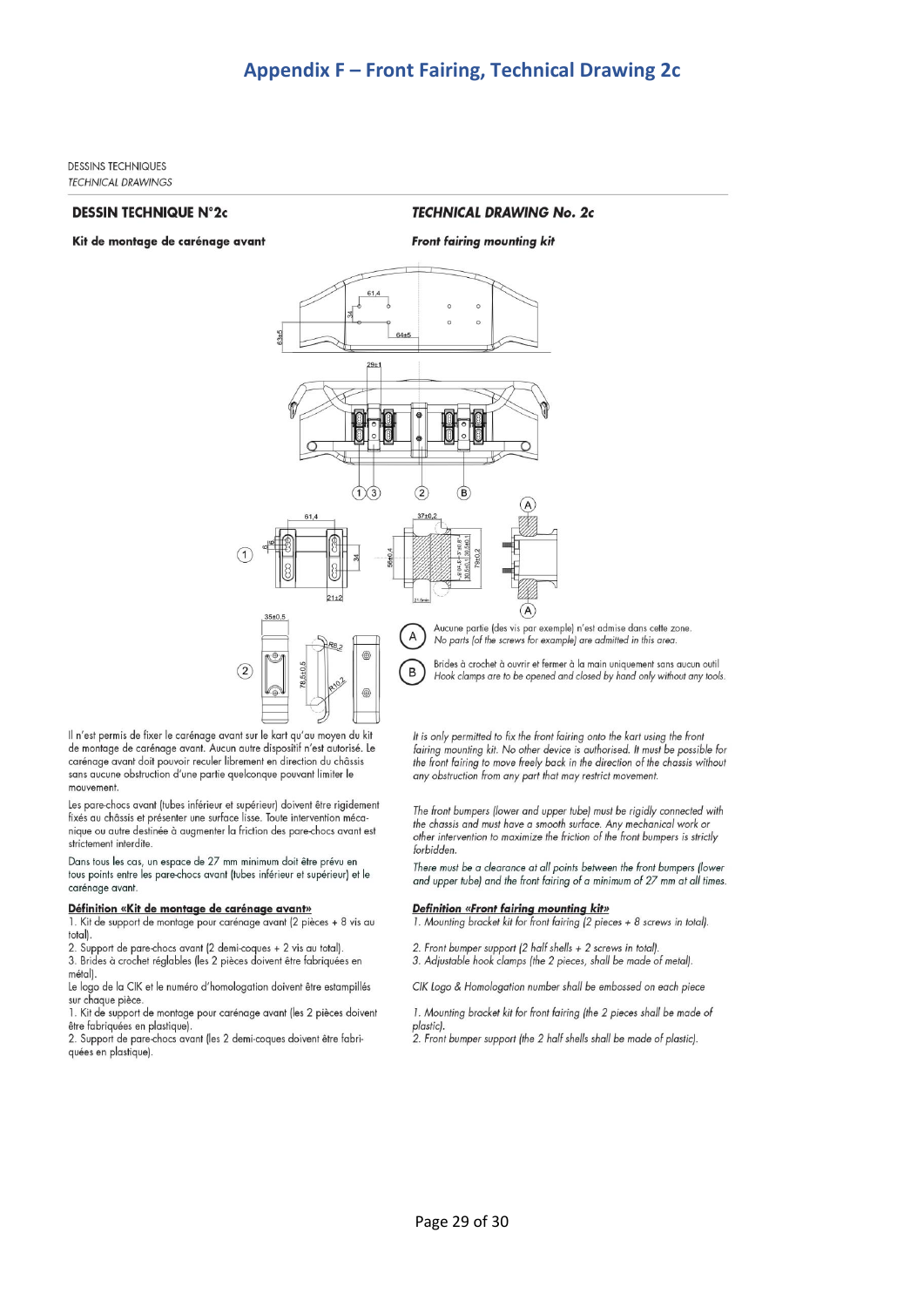# Appendix F – Front Fairing, Technical Drawing 2c

DESSINS TECHNIQUES
*TECHNICAL DRAWINGS*

## DESSIN TECHNIQUE N°2c

**Kit de montage de carénage avant**

## *TECHNICAL DRAWING No. 2c*

***Front fairing mounting kit***

(A) Aucune partie (des vis par exemple) n'est admise dans cette zone.
*No parts (of the screws for example) are admitted in this area.*

(B) Brides à crochet à ouvrir et fermer à la main uniquement sans aucun outil.
*Hook clamps are to be opened and closed by hand only without any tools.*

Il n'est permis de fixer le carénage avant sur le kart qu'au moyen du kit de montage de carénage avant. Aucun autre dispositif n'est autorisé. Le carénage avant doit pouvoir reculer librement en direction du châssis sans aucune obstruction d'une partie quelconque pouvant limiter le mouvement.

Les pare-chocs avant (tubes inférieur et supérieur) doivent être rigidement fixés au châssis et présenter une surface lisse. Toute intervention mécanique ou autre destinée à augmenter la friction des pare-chocs avant est strictement interdite.

Dans tous les cas, un espace de 27 mm minimum doit être prévu en tous points entre les pare-chocs avant (tubes inférieur et supérieur) et le carénage avant.

**Définition «Kit de montage de carénage avant»**

1. Kit de support de montage pour carénage avant (2 pièces + 8 vis au total).
2. Support de pare-chocs avant (2 demi-coques + 2 vis au total).
3. Brides à crochet réglables (les 2 pièces doivent être fabriquées en métal).

Le logo de la CIK et le numéro d'homologation doivent être estampillés sur chaque pièce.

1. Kit de support de montage pour carénage avant (les 2 pièces doivent être fabriquées en plastique).
2. Support de pare-chocs avant (les 2 demi-coques doivent être fabriquées en plastique).

*It is only permitted to fix the front fairing onto the kart using the front fairing mounting kit. No other device is authorised. It must be possible for the front fairing to move freely back in the direction of the chassis without any obstruction from any part that may restrict movement.*

*The front bumpers (lower and upper tube) must be rigidly connected with the chassis and must have a smooth surface. Any mechanical work or other intervention to maximize the friction of the front bumpers is strictly forbidden.*

*There must be a clearance at all points between the front bumpers (lower and upper tube) and the front fairing of a minimum of 27 mm at all times.*

***Definition «Front fairing mounting kit»***

*1. Mounting bracket kit for front fairing (2 pieces + 8 screws in total).*
*2. Front bumper support (2 half shells + 2 screws in total).*
*3. Adjustable hook clamps (the 2 pieces, shall be made of metal).*

*CIK Logo & Homologation number shall be embossed on each piece*

*1. Mounting bracket kit for front fairing (the 2 pieces shall be made of plastic).*
*2. Front bumper support (the 2 half shells shall be made of plastic).*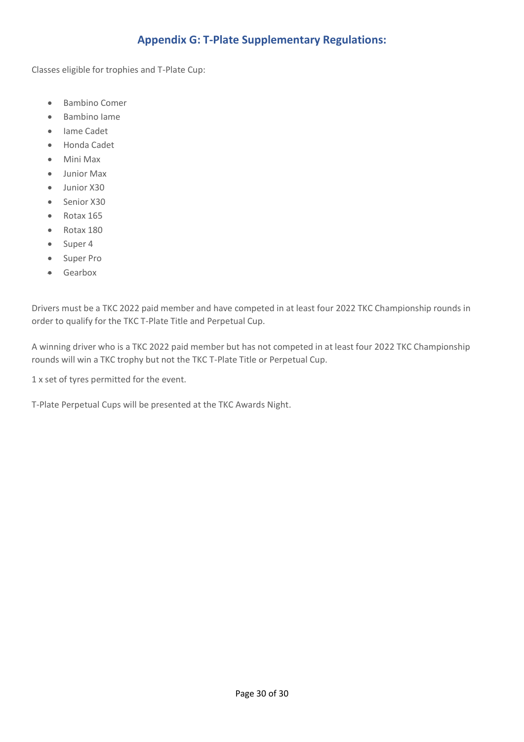## Appendix G: T-Plate Supplementary Regulations:

Classes eligible for trophies and T-Plate Cup:

- Bambino Comer
- Bambino Iame
- Iame Cadet
- Honda Cadet
- Mini Max
- Junior Max
- Junior X30
- Senior X30
- Rotax 165
- Rotax 180
- Super 4
- Super Pro
- Gearbox

Drivers must be a TKC 2022 paid member and have competed in at least four 2022 TKC Championship rounds in order to qualify for the TKC T-Plate Title and Perpetual Cup.

A winning driver who is a TKC 2022 paid member but has not competed in at least four 2022 TKC Championship rounds will win a TKC trophy but not the TKC T-Plate Title or Perpetual Cup.

1 x set of tyres permitted for the event.

T-Plate Perpetual Cups will be presented at the TKC Awards Night.